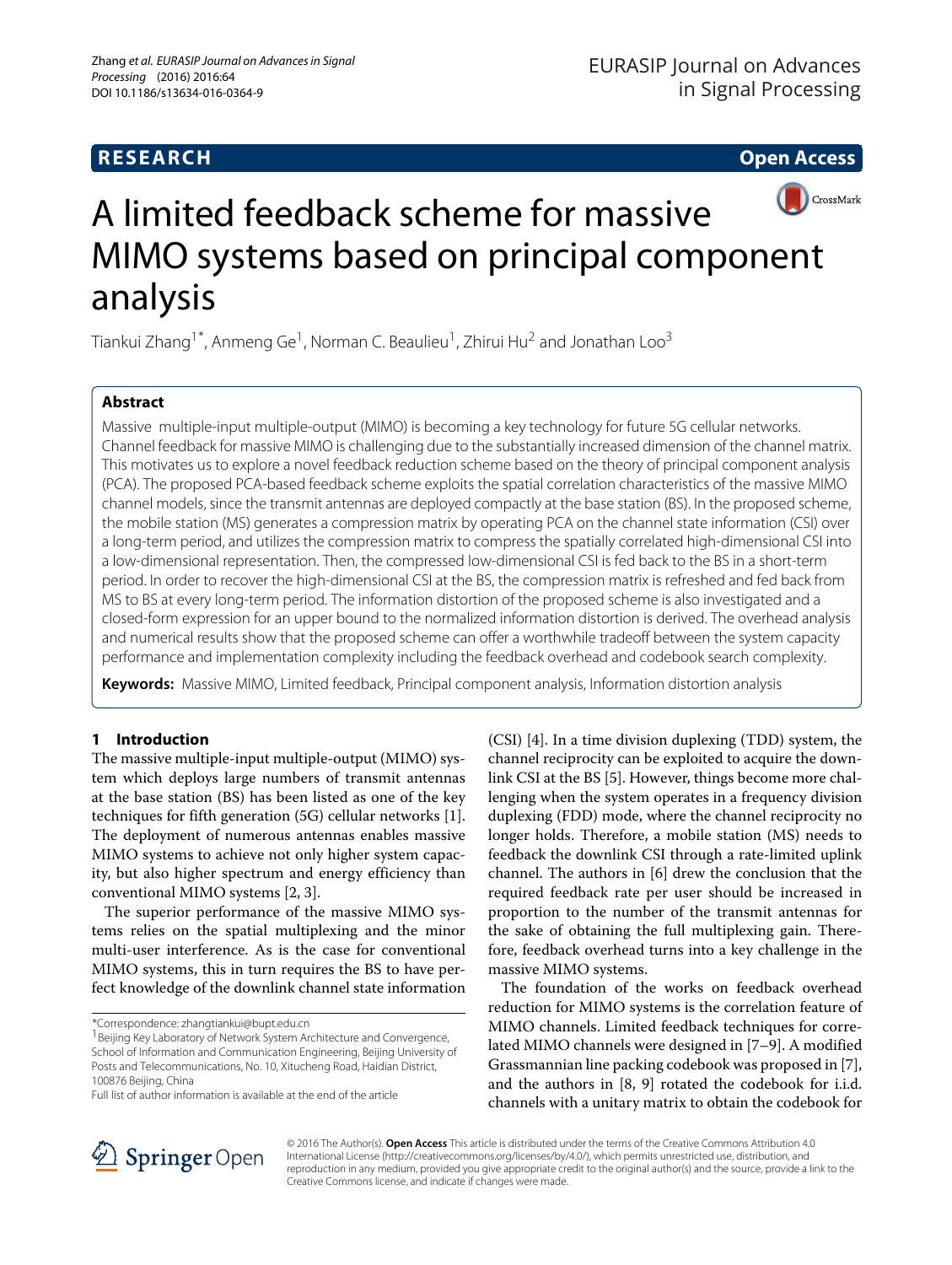RESEARCH

Open Access

# A limited feedback scheme for massive MIMO systems based on principal component analysis

Tiankui Zhang[1*], Anmeng Ge[1], Norman C. Beaulieu[1], Zhirui Hu[2] and Jonathan Loo[3]

## Abstract

Massive multiple-input multiple-output (MIMO) is becoming a key technology for future 5G cellular networks. Channel feedback for massive MIMO is challenging due to the substantially increased dimension of the channel matrix. This motivates us to explore a novel feedback reduction scheme based on the theory of principal component analysis (PCA). The proposed PCA-based feedback scheme exploits the spatial correlation characteristics of the massive MIMO channel models, since the transmit antennas are deployed compactly at the base station (BS). In the proposed scheme, the mobile station (MS) generates a compression matrix by operating PCA on the channel state information (CSI) over a long-term period, and utilizes the compression matrix to compress the spatially correlated high-dimensional CSI into a low-dimensional representation. Then, the compressed low-dimensional CSI is fed back to the BS in a short-term period. In order to recover the high-dimensional CSI at the BS, the compression matrix is refreshed and fed back from MS to BS at every long-term period. The information distortion of the proposed scheme is also investigated and a closed-form expression for an upper bound to the normalized information distortion is derived. The overhead analysis and numerical results show that the proposed scheme can offer a worthwhile tradeoff between the system capacity performance and implementation complexity including the feedback overhead and codebook search complexity.

**Keywords:** Massive MIMO, Limited feedback, Principal component analysis, Information distortion analysis

## 1 Introduction

The massive multiple-input multiple-output (MIMO) system which deploys large numbers of transmit antennas at the base station (BS) has been listed as one of the key techniques for fifth generation (5G) cellular networks [1]. The deployment of numerous antennas enables massive MIMO systems to achieve not only higher system capacity, but also higher spectrum and energy efficiency than conventional MIMO systems [2, 3].

The superior performance of the massive MIMO systems relies on the spatial multiplexing and the minor multi-user interference. As is the case for conventional MIMO systems, this in turn requires the BS to have perfect knowledge of the downlink channel state information (CSI) [4]. In a time division duplexing (TDD) system, the channel reciprocity can be exploited to acquire the downlink CSI at the BS [5]. However, things become more challenging when the system operates in a frequency division duplexing (FDD) mode, where the channel reciprocity no longer holds. Therefore, a mobile station (MS) needs to feedback the downlink CSI through a rate-limited uplink channel. The authors in [6] drew the conclusion that the required feedback rate per user should be increased in proportion to the number of the transmit antennas for the sake of obtaining the full multiplexing gain. Therefore, feedback overhead turns into a key challenge in the massive MIMO systems.

The foundation of the works on feedback overhead reduction for MIMO systems is the correlation feature of MIMO channels. Limited feedback techniques for correlated MIMO channels were designed in [7–9]. A modified Grassmannian line packing codebook was proposed in [7], and the authors in [8, 9] rotated the codebook for i.i.d. channels with a unitary matrix to obtain the codebook for

*Correspondence: zhangtiankui@bupt.edu.cn
[1]Beijing Key Laboratory of Network System Architecture and Convergence, School of Information and Communication Engineering, Beijing University of Posts and Telecommunications, No. 10, Xitucheng Road, Haidian District, 100876 Beijing, China
Full list of author information is available at the end of the article

© 2016 The Author(s). **Open Access** This article is distributed under the terms of the Creative Commons Attribution 4.0 International License (http://creativecommons.org/licenses/by/4.0/), which permits unrestricted use, distribution, and reproduction in any medium, provided you give appropriate credit to the original author(s) and the source, provide a link to the Creative Commons license, and indicate if changes were made.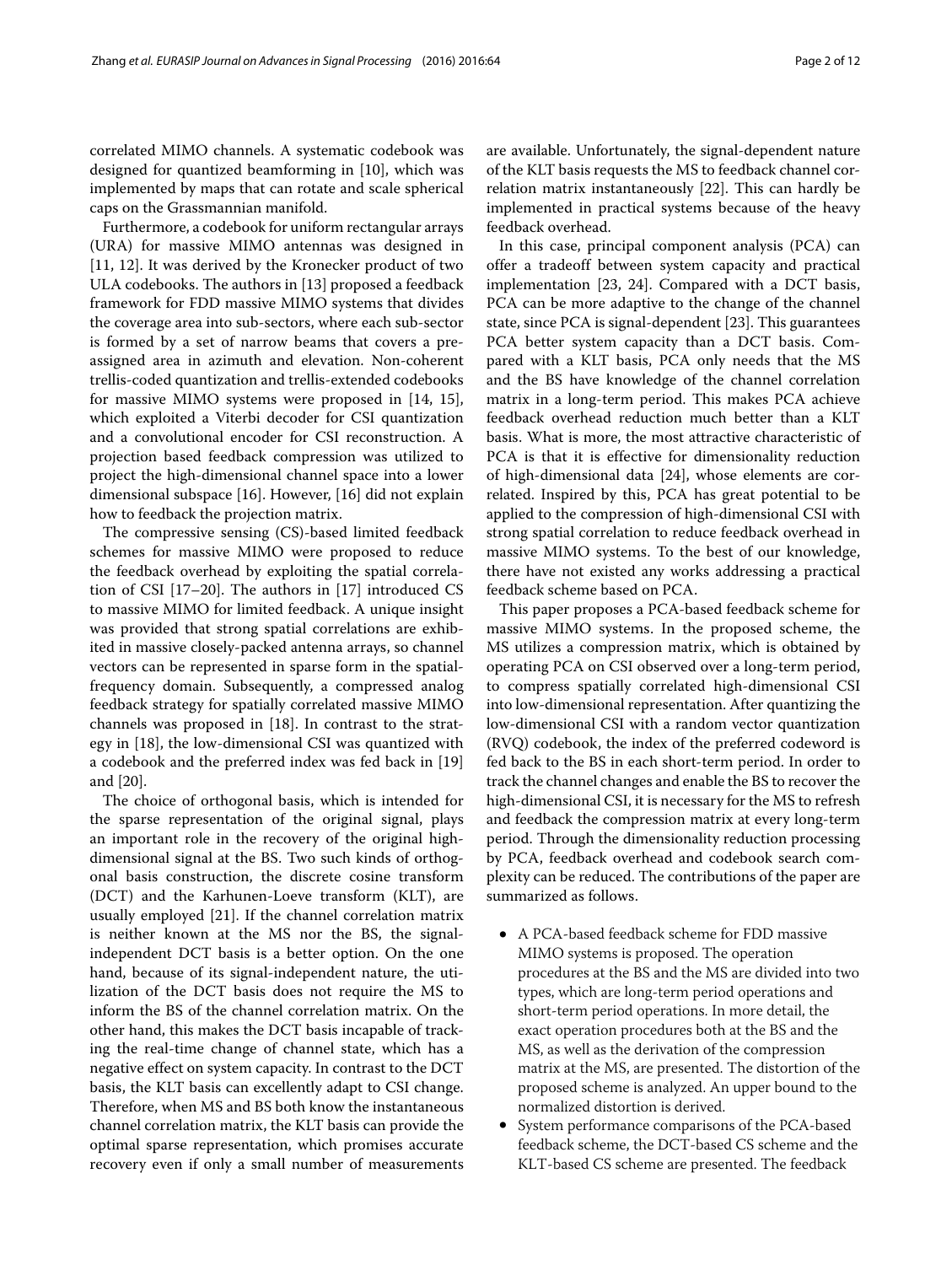correlated MIMO channels. A systematic codebook was designed for quantized beamforming in [10], which was implemented by maps that can rotate and scale spherical caps on the Grassmannian manifold.

Furthermore, a codebook for uniform rectangular arrays (URA) for massive MIMO antennas was designed in [11, 12]. It was derived by the Kronecker product of two ULA codebooks. The authors in [13] proposed a feedback framework for FDD massive MIMO systems that divides the coverage area into sub-sectors, where each sub-sector is formed by a set of narrow beams that covers a pre-assigned area in azimuth and elevation. Non-coherent trellis-coded quantization and trellis-extended codebooks for massive MIMO systems were proposed in [14, 15], which exploited a Viterbi decoder for CSI quantization and a convolutional encoder for CSI reconstruction. A projection based feedback compression was utilized to project the high-dimensional channel space into a lower dimensional subspace [16]. However, [16] did not explain how to feedback the projection matrix.

The compressive sensing (CS)-based limited feedback schemes for massive MIMO were proposed to reduce the feedback overhead by exploiting the spatial correlation of CSI [17–20]. The authors in [17] introduced CS to massive MIMO for limited feedback. A unique insight was provided that strong spatial correlations are exhibited in massive closely-packed antenna arrays, so channel vectors can be represented in sparse form in the spatial-frequency domain. Subsequently, a compressed analog feedback strategy for spatially correlated massive MIMO channels was proposed in [18]. In contrast to the strategy in [18], the low-dimensional CSI was quantized with a codebook and the preferred index was fed back in [19] and [20].

The choice of orthogonal basis, which is intended for the sparse representation of the original signal, plays an important role in the recovery of the original high-dimensional signal at the BS. Two such kinds of orthogonal basis construction, the discrete cosine transform (DCT) and the Karhunen-Loeve transform (KLT), are usually employed [21]. If the channel correlation matrix is neither known at the MS nor the BS, the signal-independent DCT basis is a better option. On the one hand, because of its signal-independent nature, the utilization of the DCT basis does not require the MS to inform the BS of the channel correlation matrix. On the other hand, this makes the DCT basis incapable of tracking the real-time change of channel state, which has a negative effect on system capacity. In contrast to the DCT basis, the KLT basis can excellently adapt to CSI change. Therefore, when MS and BS both know the instantaneous channel correlation matrix, the KLT basis can provide the optimal sparse representation, which promises accurate recovery even if only a small number of measurements are available. Unfortunately, the signal-dependent nature of the KLT basis requests the MS to feedback channel correlation matrix instantaneously [22]. This can hardly be implemented in practical systems because of the heavy feedback overhead.

In this case, principal component analysis (PCA) can offer a tradeoff between system capacity and practical implementation [23, 24]. Compared with a DCT basis, PCA can be more adaptive to the change of the channel state, since PCA is signal-dependent [23]. This guarantees PCA better system capacity than a DCT basis. Compared with a KLT basis, PCA only needs that the MS and the BS have knowledge of the channel correlation matrix in a long-term period. This makes PCA achieve feedback overhead reduction much better than a KLT basis. What is more, the most attractive characteristic of PCA is that it is effective for dimensionality reduction of high-dimensional data [24], whose elements are correlated. Inspired by this, PCA has great potential to be applied to the compression of high-dimensional CSI with strong spatial correlation to reduce feedback overhead in massive MIMO systems. To the best of our knowledge, there have not existed any works addressing a practical feedback scheme based on PCA.

This paper proposes a PCA-based feedback scheme for massive MIMO systems. In the proposed scheme, the MS utilizes a compression matrix, which is obtained by operating PCA on CSI observed over a long-term period, to compress spatially correlated high-dimensional CSI into low-dimensional representation. After quantizing the low-dimensional CSI with a random vector quantization (RVQ) codebook, the index of the preferred codeword is fed back to the BS in each short-term period. In order to track the channel changes and enable the BS to recover the high-dimensional CSI, it is necessary for the MS to refresh and feedback the compression matrix at every long-term period. Through the dimensionality reduction processing by PCA, feedback overhead and codebook search complexity can be reduced. The contributions of the paper are summarized as follows.

- A PCA-based feedback scheme for FDD massive MIMO systems is proposed. The operation procedures at the BS and the MS are divided into two types, which are long-term period operations and short-term period operations. In more detail, the exact operation procedures both at the BS and the MS, as well as the derivation of the compression matrix at the MS, are presented. The distortion of the proposed scheme is analyzed. An upper bound to the normalized distortion is derived.
- System performance comparisons of the PCA-based feedback scheme, the DCT-based CS scheme and the KLT-based CS scheme are presented. The feedback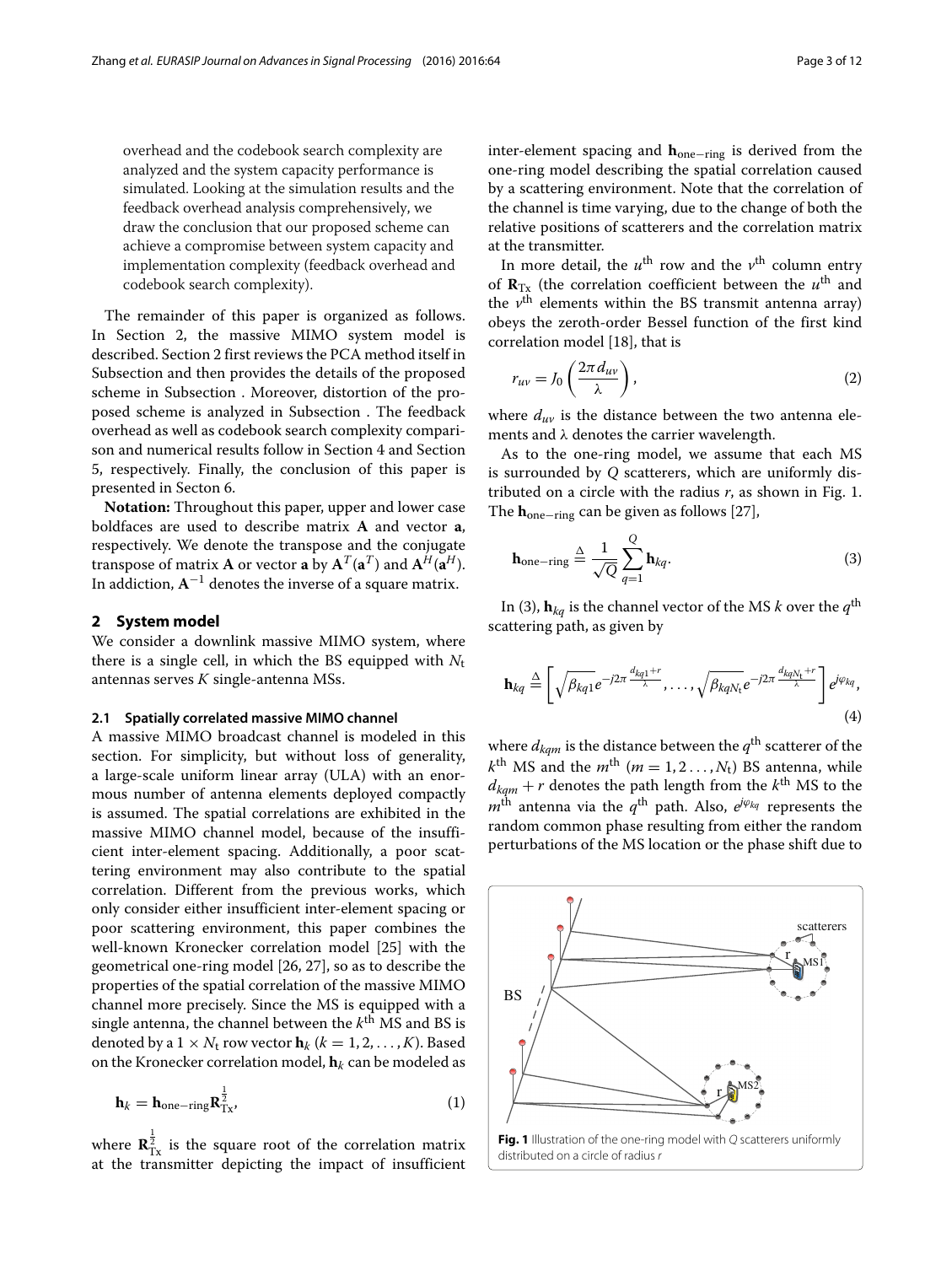overhead and the codebook search complexity are analyzed and the system capacity performance is simulated. Looking at the simulation results and the feedback overhead analysis comprehensively, we draw the conclusion that our proposed scheme can achieve a compromise between system capacity and implementation complexity (feedback overhead and codebook search complexity).

The remainder of this paper is organized as follows. In Section 2, the massive MIMO system model is described. Section 2 first reviews the PCA method itself in Subsection and then provides the details of the proposed scheme in Subsection . Moreover, distortion of the proposed scheme is analyzed in Subsection . The feedback overhead as well as codebook search complexity comparison and numerical results follow in Section 4 and Section 5, respectively. Finally, the conclusion of this paper is presented in Secton 6.

**Notation:** Throughout this paper, upper and lower case boldfaces are used to describe matrix $\mathbf{A}$ and vector $\mathbf{a}$, respectively. We denote the transpose and the conjugate transpose of matrix $\mathbf{A}$ or vector $\mathbf{a}$ by $\mathbf{A}^T(\mathbf{a}^T)$ and $\mathbf{A}^H(\mathbf{a}^H)$. In addiction, $\mathbf{A}^{-1}$ denotes the inverse of a square matrix.

## 2 System model

We consider a downlink massive MIMO system, where there is a single cell, in which the BS equipped with $N_\mathrm{t}$ antennas serves $K$ single-antenna MSs.

### 2.1 Spatially correlated massive MIMO channel

A massive MIMO broadcast channel is modeled in this section. For simplicity, but without loss of generality, a large-scale uniform linear array (ULA) with an enormous number of antenna elements deployed compactly is assumed. The spatial correlations are exhibited in the massive MIMO channel model, because of the insufficient inter-element spacing. Additionally, a poor scattering environment may also contribute to the spatial correlation. Different from the previous works, which only consider either insufficient inter-element spacing or poor scattering environment, this paper combines the well-known Kronecker correlation model [25] with the geometrical one-ring model [26, 27], so as to describe the properties of the spatial correlation of the massive MIMO channel more precisely. Since the MS is equipped with a single antenna, the channel between the $k^{\mathrm{th}}$ MS and BS is denoted by a $1 \times N_\mathrm{t}$ row vector $\mathbf{h}_k$ $(k = 1, 2, \ldots, K)$. Based on the Kronecker correlation model, $\mathbf{h}_k$ can be modeled as

$$\mathbf{h}_k = \mathbf{h}_{\mathrm{one-ring}}\mathbf{R}_{\mathrm{Tx}}^{\frac{1}{2}}, \tag{1}$$

where $\mathbf{R}_{\mathrm{Tx}}^{\frac{1}{2}}$ is the square root of the correlation matrix at the transmitter depicting the impact of insufficient inter-element spacing and $\mathbf{h}_{\mathrm{one-ring}}$ is derived from the one-ring model describing the spatial correlation caused by a scattering environment. Note that the correlation of the channel is time varying, due to the change of both the relative positions of scatterers and the correlation matrix at the transmitter.

In more detail, the $u^{\mathrm{th}}$ row and the $v^{\mathrm{th}}$ column entry of $\mathbf{R}_{\mathrm{Tx}}$ (the correlation coefficient between the $u^{\mathrm{th}}$ and the $v^{\mathrm{th}}$ elements within the BS transmit antenna array) obeys the zeroth-order Bessel function of the first kind correlation model [18], that is

$$r_{uv} = J_0\left(\frac{2\pi d_{uv}}{\lambda}\right), \tag{2}$$

where $d_{uv}$ is the distance between the two antenna elements and $\lambda$ denotes the carrier wavelength.

As to the one-ring model, we assume that each MS is surrounded by $Q$ scatterers, which are uniformly distributed on a circle with the radius $r$, as shown in Fig. 1. The $\mathbf{h}_{\mathrm{one-ring}}$ can be given as follows [27],

$$\mathbf{h}_{\mathrm{one-ring}} \triangleq \frac{1}{\sqrt{Q}}\sum_{q=1}^{Q}\mathbf{h}_{kq}. \tag{3}$$

In (3), $\mathbf{h}_{kq}$ is the channel vector of the MS $k$ over the $q^{\mathrm{th}}$ scattering path, as given by

$$\mathbf{h}_{kq} \triangleq \left[\sqrt{\beta_{kq1}}e^{-j2\pi\frac{d_{kq1}+r}{\lambda}}, \ldots, \sqrt{\beta_{kqN_\mathrm{t}}}e^{-j2\pi\frac{d_{kqN_\mathrm{t}}+r}{\lambda}}\right]e^{j\varphi_{kq}}, \tag{4}$$

where $d_{kqm}$ is the distance between the $q^{\mathrm{th}}$ scatterer of the $k^{\mathrm{th}}$ MS and the $m^{\mathrm{th}}$ $(m = 1, 2 \ldots, N_\mathrm{t})$ BS antenna, while $d_{kqm} + r$ denotes the path length from the $k^{\mathrm{th}}$ MS to the $m^{\mathrm{th}}$ antenna via the $q^{\mathrm{th}}$ path. Also, $e^{j\varphi_{kq}}$ represents the random common phase resulting from either the random perturbations of the MS location or the phase shift due to

**Fig. 1** Illustration of the one-ring model with $Q$ scatterers uniformly distributed on a circle of radius $r$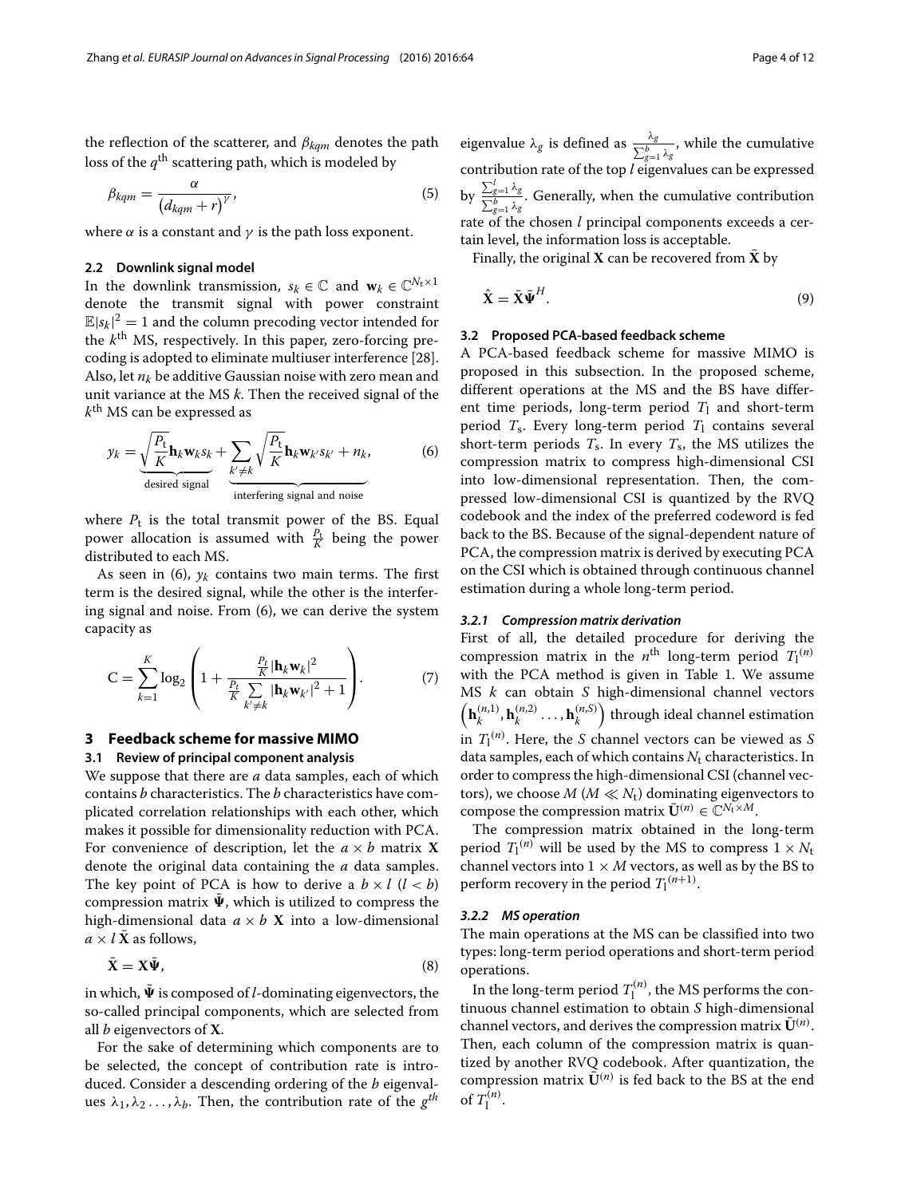the reflection of the scatterer, and $\beta_{kqm}$ denotes the path loss of the $q^{\text{th}}$ scattering path, which is modeled by

$$\beta_{kqm} = \frac{\alpha}{\left(d_{kqm} + r\right)^{\gamma}}, \tag{5}$$

where $\alpha$ is a constant and $\gamma$ is the path loss exponent.

### 2.2 Downlink signal model

In the downlink transmission, $s_k \in \mathbb{C}$ and $\mathbf{w}_k \in \mathbb{C}^{N_t \times 1}$ denote the transmit signal with power constraint $\mathbb{E}|s_k|^2 = 1$ and the column precoding vector intended for the $k^{\text{th}}$ MS, respectively. In this paper, zero-forcing precoding is adopted to eliminate multiuser interference [28]. Also, let $n_k$ be additive Gaussian noise with zero mean and unit variance at the MS $k$. Then the received signal of the $k^{\text{th}}$ MS can be expressed as

$$y_k = \underbrace{\sqrt{\frac{P_t}{K}}\mathbf{h}_k\mathbf{w}_k s_k}_{\text{desired signal}} + \underbrace{\sum_{k' \neq k}\sqrt{\frac{P_t}{K}}\mathbf{h}_k\mathbf{w}_{k'} s_{k'} + n_k}_{\text{interfering signal and noise}}, \tag{6}$$

where $P_t$ is the total transmit power of the BS. Equal power allocation is assumed with $\frac{P_t}{K}$ being the power distributed to each MS.

As seen in (6), $y_k$ contains two main terms. The first term is the desired signal, while the other is the interfering signal and noise. From (6), we can derive the system capacity as

$$\mathrm{C} = \sum_{k=1}^{K} \log_2\left(1 + \frac{\frac{P_t}{K}|\mathbf{h}_k\mathbf{w}_k|^2}{\frac{P_t}{K}\sum\limits_{k' \neq k}|\mathbf{h}_k\mathbf{w}_{k'}|^2 + 1}\right). \tag{7}$$

## 3 Feedback scheme for massive MIMO

### 3.1 Review of principal component analysis

We suppose that there are $a$ data samples, each of which contains $b$ characteristics. The $b$ characteristics have complicated correlation relationships with each other, which makes it possible for dimensionality reduction with PCA. For convenience of description, let the $a \times b$ matrix $\mathbf{X}$ denote the original data containing the $a$ data samples. The key point of PCA is how to derive a $b \times l$ $(l < b)$ compression matrix $\bar{\mathbf{\Psi}}$, which is utilized to compress the high-dimensional data $a \times b$ $\mathbf{X}$ into a low-dimensional $a \times l$ $\bar{\mathbf{X}}$ as follows,

$$\bar{\mathbf{X}} = \mathbf{X}\bar{\mathbf{\Psi}}, \tag{8}$$

in which, $\bar{\mathbf{\Psi}}$ is composed of $l$-dominating eigenvectors, the so-called principal components, which are selected from all $b$ eigenvectors of $\mathbf{X}$.

For the sake of determining which components are to be selected, the concept of contribution rate is introduced. Consider a descending ordering of the $b$ eigenvalues $\lambda_1, \lambda_2 \ldots, \lambda_b$. Then, the contribution rate of the $g^{th}$ eigenvalue $\lambda_g$ is defined as $\frac{\lambda_g}{\sum_{g=1}^{b}\lambda_g}$, while the cumulative contribution rate of the top $l$ eigenvalues can be expressed by $\frac{\sum_{g=1}^{l}\lambda_g}{\sum_{g=1}^{b}\lambda_g}$. Generally, when the cumulative contribution rate of the chosen $l$ principal components exceeds a certain level, the information loss is acceptable.

Finally, the original $\mathbf{X}$ can be recovered from $\bar{\mathbf{X}}$ by

$$\hat{\mathbf{X}} = \bar{\mathbf{X}}\bar{\mathbf{\Psi}}^{H}. \tag{9}$$

### 3.2 Proposed PCA-based feedback scheme

A PCA-based feedback scheme for massive MIMO is proposed in this subsection. In the proposed scheme, different operations at the MS and the BS have different time periods, long-term period $T_l$ and short-term period $T_s$. Every long-term period $T_l$ contains several short-term periods $T_s$. In every $T_s$, the MS utilizes the compression matrix to compress high-dimensional CSI into low-dimensional representation. Then, the compressed low-dimensional CSI is quantized by the RVQ codebook and the index of the preferred codeword is fed back to the BS. Because of the signal-dependent nature of PCA, the compression matrix is derived by executing PCA on the CSI which is obtained through continuous channel estimation during a whole long-term period.

#### 3.2.1 Compression matrix derivation

First of all, the detailed procedure for deriving the compression matrix in the $n^{\text{th}}$ long-term period ${T_l}^{(n)}$ with the PCA method is given in Table 1. We assume MS $k$ can obtain $S$ high-dimensional channel vectors $\left(\mathbf{h}_k^{(n,1)}, \mathbf{h}_k^{(n,2)} \ldots, \mathbf{h}_k^{(n,S)}\right)$ through ideal channel estimation in ${T_l}^{(n)}$. Here, the $S$ channel vectors can be viewed as $S$ data samples, each of which contains $N_t$ characteristics. In order to compress the high-dimensional CSI (channel vectors), we choose $M$ $(M \ll N_t)$ dominating eigenvectors to compose the compression matrix $\bar{\mathbf{U}}^{(n)} \in \mathbb{C}^{N_t \times M}$.

The compression matrix obtained in the long-term period ${T_l}^{(n)}$ will be used by the MS to compress $1 \times N_t$ channel vectors into $1 \times M$ vectors, as well as by the BS to perform recovery in the period ${T_l}^{(n+1)}$.

#### 3.2.2 MS operation

The main operations at the MS can be classified into two types: long-term period operations and short-term period operations.

In the long-term period $T_l^{(n)}$, the MS performs the continuous channel estimation to obtain $S$ high-dimensional channel vectors, and derives the compression matrix $\bar{\mathbf{U}}^{(n)}$. Then, each column of the compression matrix is quantized by another RVQ codebook. After quantization, the compression matrix $\hat{\mathbf{U}}^{(n)}$ is fed back to the BS at the end of $T_l^{(n)}$.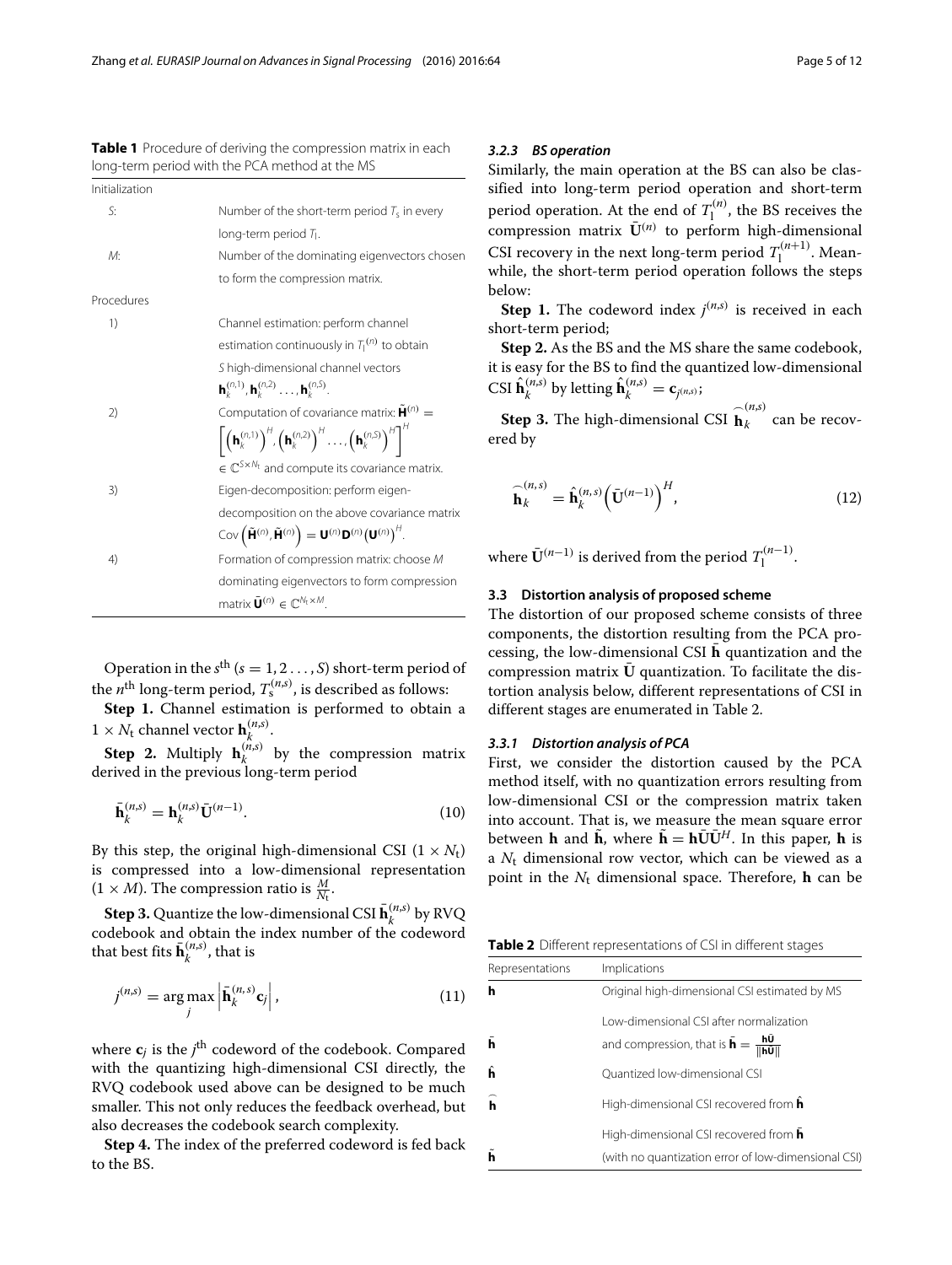**Table 1** Procedure of deriving the compression matrix in each long-term period with the PCA method at the MS

| | |
|---|---|
| Initialization | |
| $S$: | Number of the short-term period $T_s$ in every long-term period $T_l$. |
| $M$: | Number of the dominating eigenvectors chosen to form the compression matrix. |
| Procedures | |
| 1) | Channel estimation: perform channel estimation continuously in $T_l^{(n)}$ to obtain $S$ high-dimensional channel vectors $\mathbf{h}_k^{(n,1)}, \mathbf{h}_k^{(n,2)} \ldots, \mathbf{h}_k^{(n,S)}$. |
| 2) | Computation of covariance matrix: $\tilde{\mathbf{H}}^{(n)} = \left[\left(\mathbf{h}_k^{(n,1)}\right)^H, \left(\mathbf{h}_k^{(n,2)}\right)^H \ldots, \left(\mathbf{h}_k^{(n,S)}\right)^H\right]^H \in \mathbb{C}^{S \times N_t}$ and compute its covariance matrix. |
| 3) | Eigen-decomposition: perform eigen-decomposition on the above covariance matrix $\mathrm{Cov}\left(\tilde{\mathbf{H}}^{(n)}, \tilde{\mathbf{H}}^{(n)}\right) = \mathbf{U}^{(n)}\mathbf{D}^{(n)}\left(\mathbf{U}^{(n)}\right)^H$. |
| 4) | Formation of compression matrix: choose $M$ dominating eigenvectors to form compression matrix $\bar{\mathbf{U}}^{(n)} \in \mathbb{C}^{N_t \times M}$. |

Operation in the $s^{\text{th}}$ ($s = 1, 2 \ldots, S$) short-term period of the $n^{\text{th}}$ long-term period, $T_s^{(n,s)}$, is described as follows:

**Step 1.** Channel estimation is performed to obtain a $1 \times N_t$ channel vector $\mathbf{h}_k^{(n,s)}$.

**Step 2.** Multiply $\mathbf{h}_k^{(n,s)}$ by the compression matrix derived in the previous long-term period

$$\bar{\mathbf{h}}_k^{(n,s)} = \mathbf{h}_k^{(n,s)}\bar{\mathbf{U}}^{(n-1)}. \tag{10}$$

By this step, the original high-dimensional CSI ($1 \times N_t$) is compressed into a low-dimensional representation ($1 \times M$). The compression ratio is $\frac{M}{N_t}$.

**Step 3.** Quantize the low-dimensional CSI $\bar{\mathbf{h}}_k^{(n,s)}$ by RVQ codebook and obtain the index number of the codeword that best fits $\bar{\mathbf{h}}_k^{(n,s)}$, that is

$$j^{(n,s)} = \arg\max_j \left|\bar{\mathbf{h}}_k^{(n,s)}\mathbf{c}_j\right|, \tag{11}$$

where $\mathbf{c}_j$ is the $j^{\text{th}}$ codeword of the codebook. Compared with the quantizing high-dimensional CSI directly, the RVQ codebook used above can be designed to be much smaller. This not only reduces the feedback overhead, but also decreases the codebook search complexity.

**Step 4.** The index of the preferred codeword is fed back to the BS.

### 3.2.3 BS operation

Similarly, the main operation at the BS can also be classified into long-term period operation and short-term period operation. At the end of $T_l^{(n)}$, the BS receives the compression matrix $\bar{\mathbf{U}}^{(n)}$ to perform high-dimensional CSI recovery in the next long-term period $T_l^{(n+1)}$. Meanwhile, the short-term period operation follows the steps below:

**Step 1.** The codeword index $j^{(n,s)}$ is received in each short-term period;

**Step 2.** As the BS and the MS share the same codebook, it is easy for the BS to find the quantized low-dimensional CSI $\hat{\mathbf{h}}_k^{(n,s)}$ by letting $\hat{\mathbf{h}}_k^{(n,s)} = \mathbf{c}_{j^{(n,s)}}$;

**Step 3.** The high-dimensional CSI $\frown{\mathbf{h}}_k^{(n,s)}$ can be recovered by

$$\overset{\frown}{\mathbf{h}}_k^{(n,s)} = \hat{\mathbf{h}}_k^{(n,s)}\left(\bar{\mathbf{U}}^{(n-1)}\right)^H, \tag{12}$$

where $\bar{\mathbf{U}}^{(n-1)}$ is derived from the period $T_l^{(n-1)}$.

## 3.3 Distortion analysis of proposed scheme

The distortion of our proposed scheme consists of three components, the distortion resulting from the PCA processing, the low-dimensional CSI $\bar{\mathbf{h}}$ quantization and the compression matrix $\bar{\mathbf{U}}$ quantization. To facilitate the distortion analysis below, different representations of CSI in different stages are enumerated in Table 2.

### 3.3.1 Distortion analysis of PCA

First, we consider the distortion caused by the PCA method itself, with no quantization errors resulting from low-dimensional CSI or the compression matrix taken into account. That is, we measure the mean square error between $\mathbf{h}$ and $\tilde{\mathbf{h}}$, where $\tilde{\mathbf{h}} = \mathbf{h}\bar{\mathbf{U}}\bar{\mathbf{U}}^H$. In this paper, $\mathbf{h}$ is a $N_t$ dimensional row vector, which can be viewed as a point in the $N_t$ dimensional space. Therefore, $\mathbf{h}$ can be

**Table 2** Different representations of CSI in different stages

| Representations | Implications |
|---|---|
| $\mathbf{h}$ | Original high-dimensional CSI estimated by MS |
| $\bar{\mathbf{h}}$ | Low-dimensional CSI after normalization and compression, that is $\bar{\mathbf{h}} = \frac{\mathbf{h}\bar{\mathbf{U}}}{\lVert\mathbf{h}\bar{\mathbf{U}}\rVert}$ |
| $\hat{\mathbf{h}}$ | Quantized low-dimensional CSI |
| $\overset{\frown}{\mathbf{h}}$ | High-dimensional CSI recovered from $\hat{\mathbf{h}}$ |
| $\tilde{\mathbf{h}}$ | High-dimensional CSI recovered from $\bar{\mathbf{h}}$ (with no quantization error of low-dimensional CSI) |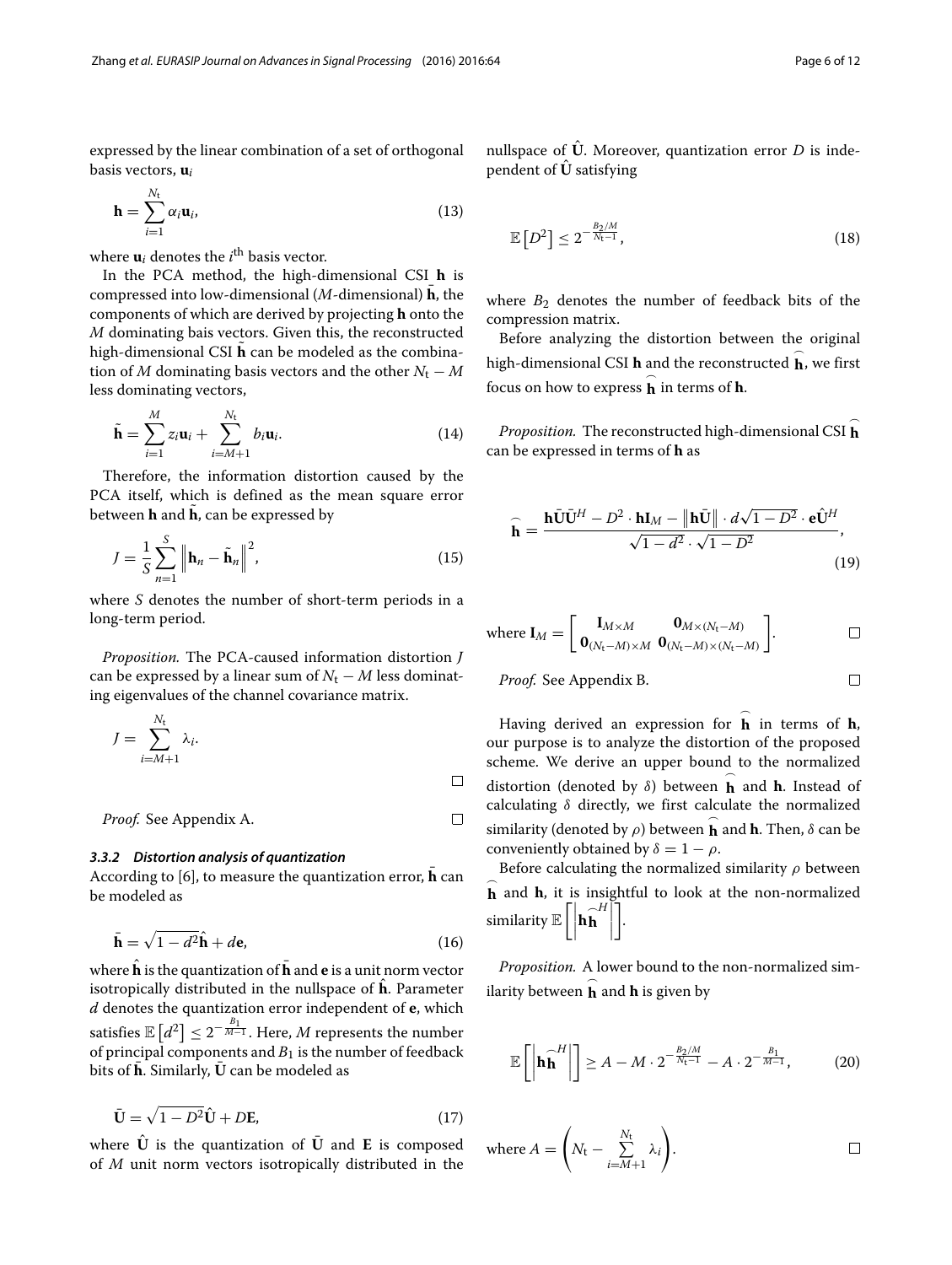expressed by the linear combination of a set of orthogonal basis vectors, $\mathbf{u}_i$

$$\mathbf{h} = \sum_{i=1}^{N_t} \alpha_i \mathbf{u}_i, \tag{13}$$

where $\mathbf{u}_i$ denotes the $i^{\text{th}}$ basis vector.

In the PCA method, the high-dimensional CSI $\mathbf{h}$ is compressed into low-dimensional ($M$-dimensional) $\bar{\mathbf{h}}$, the components of which are derived by projecting $\mathbf{h}$ onto the $M$ dominating bais vectors. Given this, the reconstructed high-dimensional CSI $\tilde{\mathbf{h}}$ can be modeled as the combination of $M$ dominating basis vectors and the other $N_t - M$ less dominating vectors,

$$\tilde{\mathbf{h}} = \sum_{i=1}^{M} z_i \mathbf{u}_i + \sum_{i=M+1}^{N_t} b_i \mathbf{u}_i. \tag{14}$$

Therefore, the information distortion caused by the PCA itself, which is defined as the mean square error between $\mathbf{h}$ and $\tilde{\mathbf{h}}$, can be expressed by

$$J = \frac{1}{S} \sum_{n=1}^{S} \left\| \mathbf{h}_n - \tilde{\mathbf{h}}_n \right\|^2, \tag{15}$$

where $S$ denotes the number of short-term periods in a long-term period.

*Proposition.* The PCA-caused information distortion $J$ can be expressed by a linear sum of $N_t - M$ less dominating eigenvalues of the channel covariance matrix.

$$J = \sum_{i=M+1}^{N_t} \lambda_i.$$

□

*Proof.* See Appendix A. □

### 3.3.2 Distortion analysis of quantization

According to [6], to measure the quantization error, $\bar{\mathbf{h}}$ can be modeled as

$$\bar{\mathbf{h}} = \sqrt{1 - d^2} \hat{\mathbf{h}} + d\mathbf{e}, \tag{16}$$

where $\hat{\mathbf{h}}$ is the quantization of $\bar{\mathbf{h}}$ and $\mathbf{e}$ is a unit norm vector isotropically distributed in the nullspace of $\hat{\mathbf{h}}$. Parameter $d$ denotes the quantization error independent of $\mathbf{e}$, which satisfies $\mathbb{E}\left[d^2\right] \le 2^{-\frac{B_1}{M-1}}$. Here, $M$ represents the number of principal components and $B_1$ is the number of feedback bits of $\bar{\mathbf{h}}$. Similarly, $\bar{\mathbf{U}}$ can be modeled as

$$\bar{\mathbf{U}} = \sqrt{1 - D^2} \hat{\mathbf{U}} + D\mathbf{E}, \tag{17}$$

where $\hat{\mathbf{U}}$ is the quantization of $\bar{\mathbf{U}}$ and $\mathbf{E}$ is composed of $M$ unit norm vectors isotropically distributed in the nullspace of $\hat{\mathbf{U}}$. Moreover, quantization error $D$ is independent of $\hat{\mathbf{U}}$ satisfying

$$\mathbb{E}\left[D^2\right] \le 2^{-\frac{B_2/M}{N_t-1}}, \tag{18}$$

where $B_2$ denotes the number of feedback bits of the compression matrix.

Before analyzing the distortion between the original high-dimensional CSI $\mathbf{h}$ and the reconstructed $\widehat{\mathbf{h}}$, we first focus on how to express $\widehat{\mathbf{h}}$ in terms of $\mathbf{h}$.

*Proposition.* The reconstructed high-dimensional CSI $\widehat{\mathbf{h}}$ can be expressed in terms of $\mathbf{h}$ as

$$\widehat{\mathbf{h}} = \frac{\mathbf{h}\bar{\mathbf{U}}\bar{\mathbf{U}}^H - D^2 \cdot \mathbf{h}\mathbf{I}_M - \left\|\mathbf{h}\bar{\mathbf{U}}\right\| \cdot d\sqrt{1 - D^2} \cdot \mathbf{e}\hat{\mathbf{U}}^H}{\sqrt{1 - d^2} \cdot \sqrt{1 - D^2}}, \tag{19}$$

where $\mathbf{I}_M = \begin{bmatrix} \mathbf{I}_{M \times M} & \mathbf{0}_{M \times (N_t - M)} \\ \mathbf{0}_{(N_t - M) \times M} & \mathbf{0}_{(N_t - M) \times (N_t - M)} \end{bmatrix}$. □

*Proof.* See Appendix B. □

Having derived an expression for $\widehat{\mathbf{h}}$ in terms of $\mathbf{h}$, our purpose is to analyze the distortion of the proposed scheme. We derive an upper bound to the normalized distortion (denoted by $\delta$) between $\widehat{\mathbf{h}}$ and $\mathbf{h}$. Instead of calculating $\delta$ directly, we first calculate the normalized similarity (denoted by $\rho$) between $\widehat{\mathbf{h}}$ and $\mathbf{h}$. Then, $\delta$ can be conveniently obtained by $\delta = 1 - \rho$.

Before calculating the normalized similarity $\rho$ between $\widehat{\mathbf{h}}$ and $\mathbf{h}$, it is insightful to look at the non-normalized similarity $\mathbb{E}\left[\left|\mathbf{h}\widehat{\mathbf{h}}^H\right|\right]$.

*Proposition.* A lower bound to the non-normalized similarity between $\widehat{\mathbf{h}}$ and $\mathbf{h}$ is given by

$$\mathbb{E}\left[\left|\mathbf{h}\widehat{\mathbf{h}}^H\right|\right] \ge A - M \cdot 2^{-\frac{B_2/M}{N_t-1}} - A \cdot 2^{-\frac{B_1}{M-1}}, \tag{20}$$

where $A = \left(N_t - \sum_{i=M+1}^{N_t} \lambda_i\right)$. □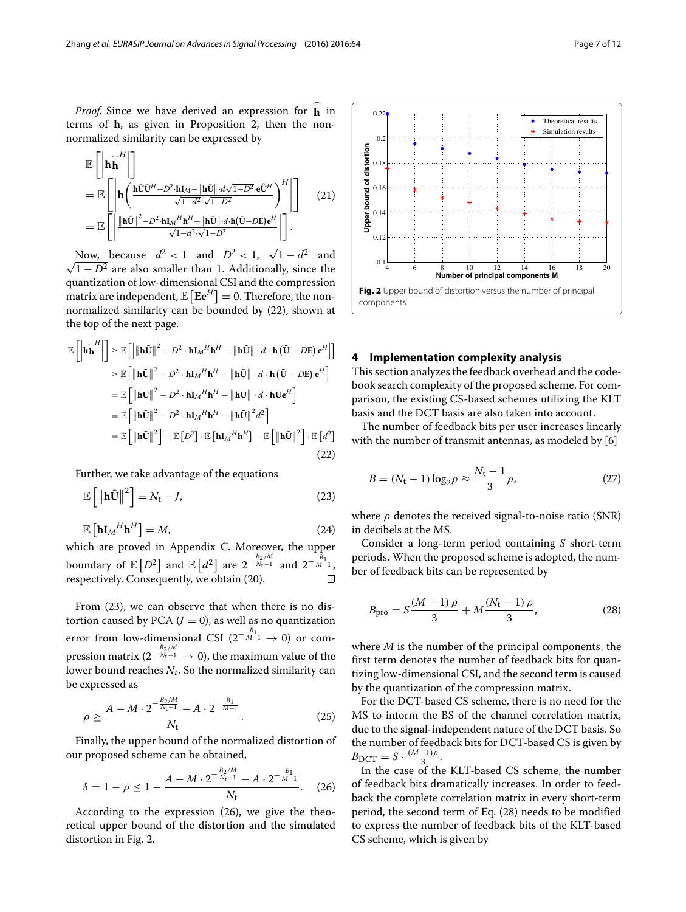*Proof.* Since we have derived an expression for $\widehat{\mathbf{h}}$ in terms of $\mathbf{h}$, as given in Proposition 2, then the non-normalized similarity can be expressed by

$$
\begin{aligned}
&\mathbb{E}\left[\left|\mathbf{h}\widehat{\mathbf{h}}^{H}\right|\right] \\
&= \mathbb{E}\left[\left|\mathbf{h}\left(\frac{\mathbf{h}\bar{\mathbf{U}}\bar{\mathbf{U}}^{H} - D^2\cdot\mathbf{h}\mathbf{I}_M - \left\|\mathbf{h}\bar{\mathbf{U}}\right\|\cdot d\sqrt{1-D^2}\cdot\mathbf{e}\hat{\mathbf{U}}^{H}}{\sqrt{1-d^2}\cdot\sqrt{1-D^2}}\right)^{H}\right|\right] \\
&= \mathbb{E}\left[\left|\frac{\left\|\mathbf{h}\bar{\mathbf{U}}\right\|^2 - D^2\cdot\mathbf{h}\mathbf{I}_M{}^{H}\mathbf{h}^{H} - \left\|\mathbf{h}\bar{\mathbf{U}}\right\|\cdot d\cdot\mathbf{h}(\bar{\mathbf{U}}-D\mathbf{E})\mathbf{e}^{H}}{\sqrt{1-d^2}\cdot\sqrt{1-D^2}}\right|\right].
\end{aligned}
\tag{21}
$$

Now, because $d^2 < 1$ and $D^2 < 1$, $\sqrt{1-d^2}$ and $\sqrt{1-D^2}$ are also smaller than 1. Additionally, since the quantization of low-dimensional CSI and the compression matrix are independent, $\mathbb{E}\left[\mathbf{E}\mathbf{e}^{H}\right] = 0$. Therefore, the non-normalized similarity can be bounded by (22), shown at the top of the next page.

$$
\begin{aligned}
\mathbb{E}\left[\left|\mathbf{h}\widehat{\mathbf{h}}^{H}\right|\right] &\geq \mathbb{E}\left[\left|\left\|\mathbf{h}\bar{\mathbf{U}}\right\|^2 - D^2\cdot\mathbf{h}\mathbf{I}_M{}^{H}\mathbf{h}^{H} - \left\|\mathbf{h}\bar{\mathbf{U}}\right\|\cdot d\cdot\mathbf{h}\left(\bar{\mathbf{U}}-D\mathbf{E}\right)\mathbf{e}^{H}\right|\right] \\
&\geq \mathbb{E}\left[\left\|\mathbf{h}\bar{\mathbf{U}}\right\|^2 - D^2\cdot\mathbf{h}\mathbf{I}_M{}^{H}\mathbf{h}^{H} - \left\|\mathbf{h}\bar{\mathbf{U}}\right\|\cdot d\cdot\mathbf{h}\left(\bar{\mathbf{U}}-D\mathbf{E}\right)\mathbf{e}^{H}\right] \\
&= \mathbb{E}\left[\left\|\mathbf{h}\bar{\mathbf{U}}\right\|^2 - D^2\cdot\mathbf{h}\mathbf{I}_M{}^{H}\mathbf{h}^{H} - \left\|\mathbf{h}\bar{\mathbf{U}}\right\|\cdot d\cdot\mathbf{h}\bar{\mathbf{U}}\mathbf{e}^{H}\right] \\
&= \mathbb{E}\left[\left\|\mathbf{h}\bar{\mathbf{U}}\right\|^2 - D^2\cdot\mathbf{h}\mathbf{I}_M{}^{H}\mathbf{h}^{H} - \left\|\mathbf{h}\bar{\mathbf{U}}\right\|^2 d^2\right] \\
&= \mathbb{E}\left[\left\|\mathbf{h}\bar{\mathbf{U}}\right\|^2\right] - \mathbb{E}\left[D^2\right]\cdot\mathbb{E}\left[\mathbf{h}\mathbf{I}_M{}^{H}\mathbf{h}^{H}\right] - \mathbb{E}\left[\left\|\mathbf{h}\bar{\mathbf{U}}\right\|^2\right]\cdot\mathbb{E}\left[d^2\right]
\end{aligned}
\tag{22}
$$

Further, we take advantage of the equations

$$
\mathbb{E}\left[\left\|\mathbf{h}\bar{\mathbf{U}}\right\|^2\right] = N_t - J, \tag{23}
$$

$$
\mathbb{E}\left[\mathbf{h}\mathbf{I}_M{}^{H}\mathbf{h}^{H}\right] = M, \tag{24}
$$

which are proved in Appendix C. Moreover, the upper boundary of $\mathbb{E}\left[D^2\right]$ and $\mathbb{E}\left[d^2\right]$ are $2^{-\frac{B_2/M}{N_t-1}}$ and $2^{-\frac{B_1}{M-1}}$, respectively. Consequently, we obtain (20). $\square$

From (23), we can observe that when there is no distortion caused by PCA ($J = 0$), as well as no quantization error from low-dimensional CSI ($2^{-\frac{B_1}{M-1}} \to 0$) or compression matrix ($2^{-\frac{B_2/M}{N_t-1}} \to 0$), the maximum value of the lower bound reaches $N_t$. So the normalized similarity can be expressed as

$$
\rho \geq \frac{A - M\cdot 2^{-\frac{B_2/M}{N_t-1}} - A\cdot 2^{-\frac{B_1}{M-1}}}{N_t}. \tag{25}
$$

Finally, the upper bound of the normalized distortion of our proposed scheme can be obtained,

$$
\delta = 1 - \rho \leq 1 - \frac{A - M\cdot 2^{-\frac{B_2/M}{N_t-1}} - A\cdot 2^{-\frac{B_1}{M-1}}}{N_t}. \tag{26}
$$

According to the expression (26), we give the theoretical upper bound of the distortion and the simulated distortion in Fig. 2.

**Fig. 2** Upper bound of distortion versus the number of principal components

## 4 Implementation complexity analysis

This section analyzes the feedback overhead and the codebook search complexity of the proposed scheme. For comparison, the existing CS-based schemes utilizing the KLT basis and the DCT basis are also taken into account.

The number of feedback bits per user increases linearly with the number of transmit antennas, as modeled by [6]

$$
B = (N_t - 1)\log_2\rho \approx \frac{N_t - 1}{3}\rho, \tag{27}
$$

where $\rho$ denotes the received signal-to-noise ratio (SNR) in decibels at the MS.

Consider a long-term period containing $S$ short-term periods. When the proposed scheme is adopted, the number of feedback bits can be represented by

$$
B_{\text{pro}} = S\frac{(M-1)\,\rho}{3} + M\frac{(N_t-1)\,\rho}{3}, \tag{28}
$$

where $M$ is the number of the principal components, the first term denotes the number of feedback bits for quantizing low-dimensional CSI, and the second term is caused by the quantization of the compression matrix.

For the DCT-based CS scheme, there is no need for the MS to inform the BS of the channel correlation matrix, due to the signal-independent nature of the DCT basis. So the number of feedback bits for DCT-based CS is given by $B_{\text{DCT}} = S\cdot\frac{(M-1)\rho}{3}$.

In the case of the KLT-based CS scheme, the number of feedback bits dramatically increases. In order to feedback the complete correlation matrix in every short-term period, the second term of Eq. (28) needs to be modified to express the number of feedback bits of the KLT-based CS scheme, which is given by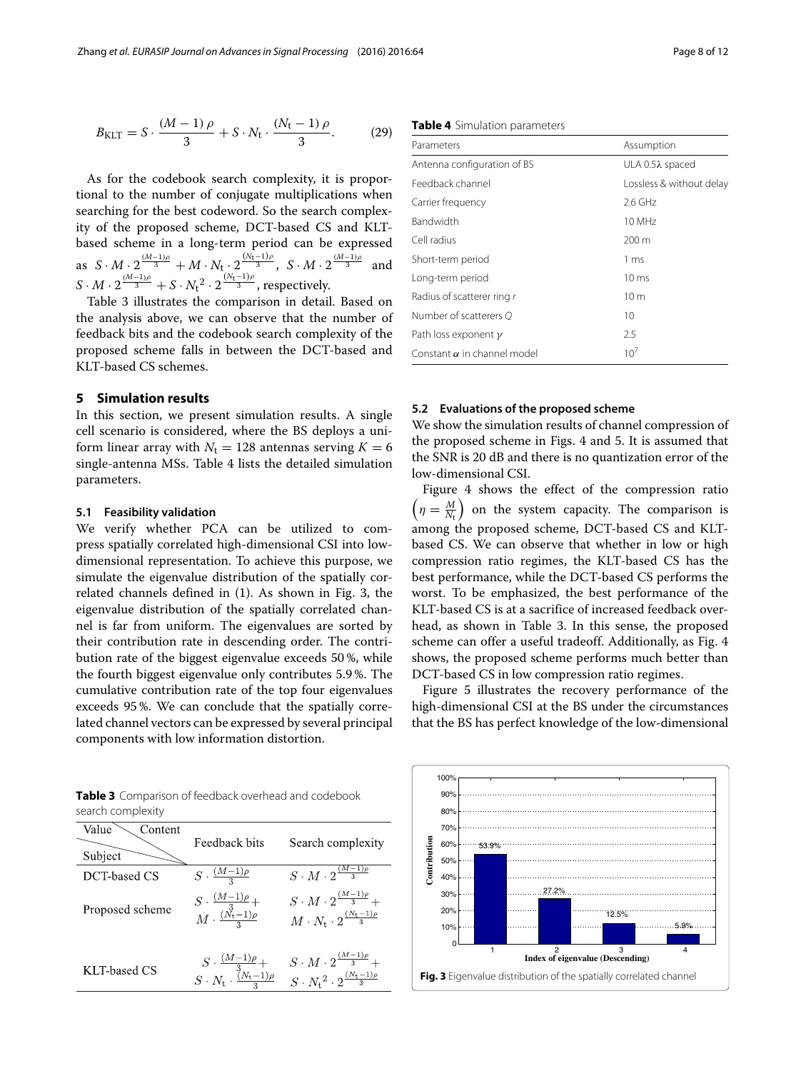$$B_{\mathrm{KLT}} = S \cdot \frac{(M-1)\,\rho}{3} + S \cdot N_{\mathrm{t}} \cdot \frac{(N_{\mathrm{t}}-1)\,\rho}{3}. \tag{29}$$

As for the codebook search complexity, it is proportional to the number of conjugate multiplications when searching for the best codeword. So the search complexity of the proposed scheme, DCT-based CS and KLT-based scheme in a long-term period can be expressed as $S \cdot M \cdot 2^{\frac{(M-1)\rho}{3}} + M \cdot N_{\mathrm{t}} \cdot 2^{\frac{(N_{\mathrm{t}}-1)\rho}{3}}$, $S \cdot M \cdot 2^{\frac{(M-1)\rho}{3}}$ and $S \cdot M \cdot 2^{\frac{(M-1)\rho}{3}} + S \cdot {N_{\mathrm{t}}}^2 \cdot 2^{\frac{(N_{\mathrm{t}}-1)\rho}{3}}$, respectively.

Table 3 illustrates the comparison in detail. Based on the analysis above, we can observe that the number of feedback bits and the codebook search complexity of the proposed scheme falls in between the DCT-based and KLT-based CS schemes.

## 5 Simulation results

In this section, we present simulation results. A single cell scenario is considered, where the BS deploys a uniform linear array with $N_{\mathrm{t}} = 128$ antennas serving $K = 6$ single-antenna MSs. Table 4 lists the detailed simulation parameters.

### 5.1 Feasibility validation

We verify whether PCA can be utilized to compress spatially correlated high-dimensional CSI into low-dimensional representation. To achieve this purpose, we simulate the eigenvalue distribution of the spatially correlated channels defined in (1). As shown in Fig. 3, the eigenvalue distribution of the spatially correlated channel is far from uniform. The eigenvalues are sorted by their contribution rate in descending order. The contribution rate of the biggest eigenvalue exceeds 50 %, while the fourth biggest eigenvalue only contributes 5.9 %. The cumulative contribution rate of the top four eigenvalues exceeds 95 %. We can conclude that the spatially correlated channel vectors can be expressed by several principal components with low information distortion.

**Table 3** Comparison of feedback overhead and codebook search complexity

| Subject \ Content | Feedback bits | Search complexity |
|---|---|---|
| DCT-based CS | $S \cdot \frac{(M-1)\rho}{3}$ | $S \cdot M \cdot 2^{\frac{(M-1)\rho}{3}}$ |
| Proposed scheme | $S \cdot \frac{(M-1)\rho}{3} + M \cdot \frac{(N_{\mathrm{t}}-1)\rho}{3}$ | $S \cdot M \cdot 2^{\frac{(M-1)\rho}{3}} + M \cdot N_{\mathrm{t}} \cdot 2^{\frac{(N_{\mathrm{t}}-1)\rho}{3}}$ |
| KLT-based CS | $S \cdot \frac{(M-1)\rho}{3} + S \cdot N_{\mathrm{t}} \cdot \frac{(N_{\mathrm{t}}-1)\rho}{3}$ | $S \cdot M \cdot 2^{\frac{(M-1)\rho}{3}} + S \cdot {N_{\mathrm{t}}}^2 \cdot 2^{\frac{(N_{\mathrm{t}}-1)\rho}{3}}$ |

**Table 4** Simulation parameters

| Parameters | Assumption |
|---|---|
| Antenna configuration of BS | ULA 0.5λ spaced |
| Feedback channel | Lossless & without delay |
| Carrier frequency | 2.6 GHz |
| Bandwidth | 10 MHz |
| Cell radius | 200 m |
| Short-term period | 1 ms |
| Long-term period | 10 ms |
| Radius of scatterer ring $r$ | 10 m |
| Number of scatterers $Q$ | 10 |
| Path loss exponent $\gamma$ | 2.5 |
| Constant $\alpha$ in channel model | $10^7$ |

### 5.2 Evaluations of the proposed scheme

We show the simulation results of channel compression of the proposed scheme in Figs. 4 and 5. It is assumed that the SNR is 20 dB and there is no quantization error of the low-dimensional CSI.

Figure 4 shows the effect of the compression ratio $\left(\eta = \frac{M}{N_{\mathrm{t}}}\right)$ on the system capacity. The comparison is among the proposed scheme, DCT-based CS and KLT-based CS. We can observe that whether in low or high compression ratio regimes, the KLT-based CS has the best performance, while the DCT-based CS performs the worst. To be emphasized, the best performance of the KLT-based CS is at a sacrifice of increased feedback overhead, as shown in Table 3. In this sense, the proposed scheme can offer a useful tradeoff. Additionally, as Fig. 4 shows, the proposed scheme performs much better than DCT-based CS in low compression ratio regimes.

Figure 5 illustrates the recovery performance of the high-dimensional CSI at the BS under the circumstances that the BS has perfect knowledge of the low-dimensional

**Fig. 3** Eigenvalue distribution of the spatially correlated channel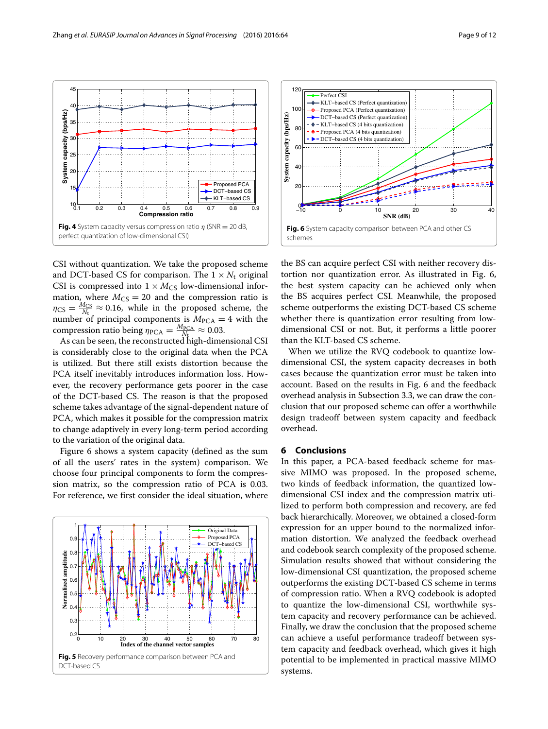Fig. 4 System capacity versus compression ratio $\eta$ (SNR = 20 dB, perfect quantization of low-dimensional CSI)

Fig. 6 System capacity comparison between PCA and other CS schemes

CSI without quantization. We take the proposed scheme and DCT-based CS for comparison. The $1 \times N_t$ original CSI is compressed into $1 \times M_{CS}$ low-dimensional information, where $M_{CS} = 20$ and the compression ratio is $\eta_{CS} = \frac{M_{CS}}{N_t} \approx 0.16$, while in the proposed scheme, the number of principal components is $M_{PCA} = 4$ with the compression ratio being $\eta_{PCA} = \frac{M_{PCA}}{N_t} \approx 0.03$.

As can be seen, the reconstructed high-dimensional CSI is considerably close to the original data when the PCA is utilized. But there still exists distortion because the PCA itself inevitably introduces information loss. However, the recovery performance gets poorer in the case of the DCT-based CS. The reason is that the proposed scheme takes advantage of the signal-dependent nature of PCA, which makes it possible for the compression matrix to change adaptively in every long-term period according to the variation of the original data.

Figure 6 shows a system capacity (defined as the sum of all the users' rates in the system) comparison. We choose four principal components to form the compression matrix, so the compression ratio of PCA is 0.03. For reference, we first consider the ideal situation, where the BS can acquire perfect CSI with neither recovery distortion nor quantization error. As illustrated in Fig. 6, the best system capacity can be achieved only when the BS acquires perfect CSI. Meanwhile, the proposed scheme outperforms the existing DCT-based CS scheme whether there is quantization error resulting from low-dimensional CSI or not. But, it performs a little poorer than the KLT-based CS scheme.

When we utilize the RVQ codebook to quantize low-dimensional CSI, the system capacity decreases in both cases because the quantization error must be taken into account. Based on the results in Fig. 6 and the feedback overhead analysis in Subsection 3.3, we can draw the conclusion that our proposed scheme can offer a worthwhile design tradeoff between system capacity and feedback overhead.

Fig. 5 Recovery performance comparison between PCA and DCT-based CS

## 6 Conclusions

In this paper, a PCA-based feedback scheme for massive MIMO was proposed. In the proposed scheme, two kinds of feedback information, the quantized low-dimensional CSI index and the compression matrix utilized to perform both compression and recovery, are fed back hierarchically. Moreover, we obtained a closed-form expression for an upper bound to the normalized information distortion. We analyzed the feedback overhead and codebook search complexity of the proposed scheme. Simulation results showed that without considering the low-dimensional CSI quantization, the proposed scheme outperforms the existing DCT-based CS scheme in terms of compression ratio. When a RVQ codebook is adopted to quantize the low-dimensional CSI, worthwhile system capacity and recovery performance can be achieved. Finally, we draw the conclusion that the proposed scheme can achieve a useful performance tradeoff between system capacity and feedback overhead, which gives it high potential to be implemented in practical massive MIMO systems.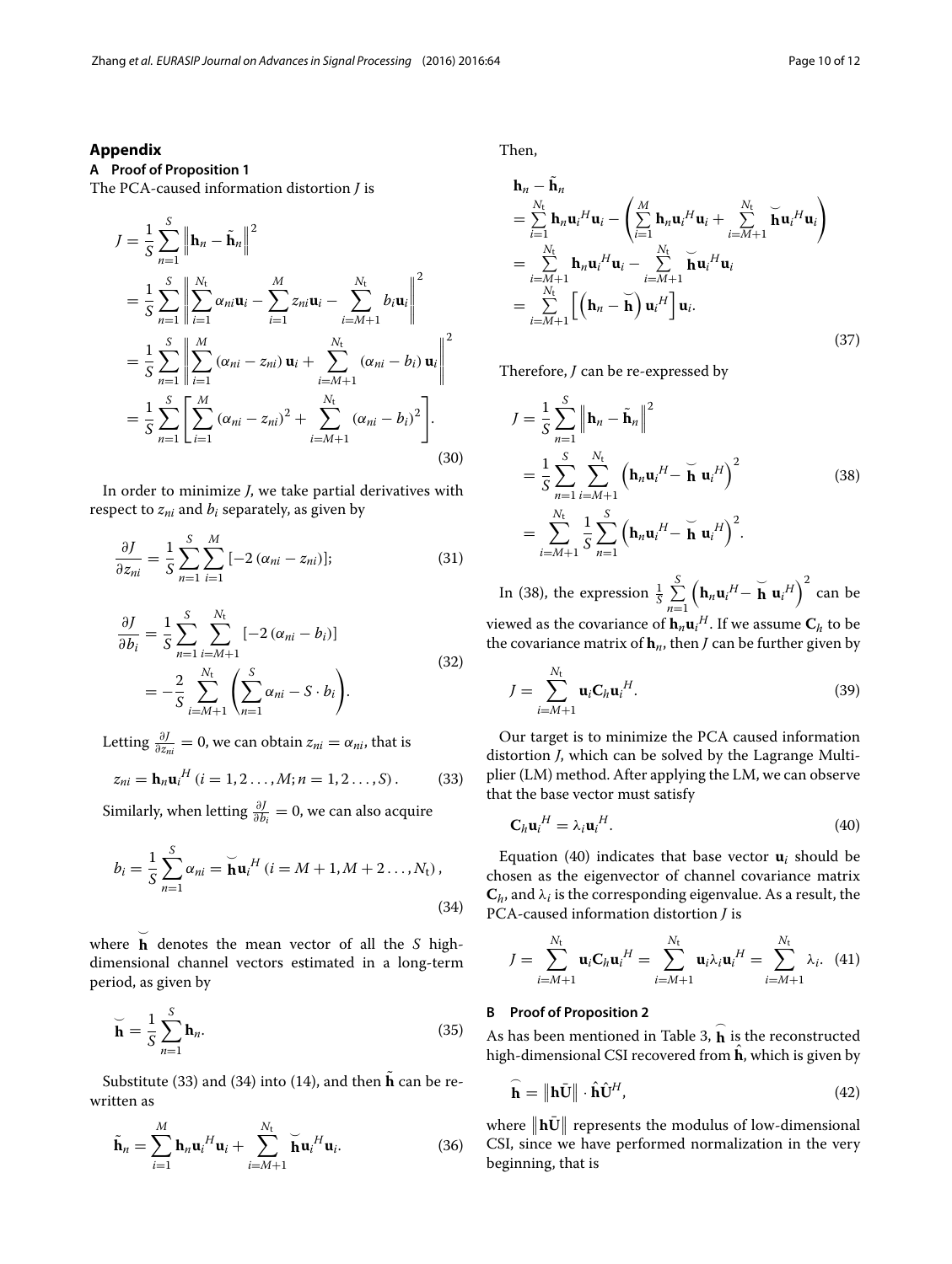## Appendix

### A Proof of Proposition 1

The PCA-caused information distortion $J$ is

$$
\begin{aligned}
J &= \frac{1}{S}\sum_{n=1}^{S}\left\|\mathbf{h}_n - \tilde{\mathbf{h}}_n\right\|^2 \\
&= \frac{1}{S}\sum_{n=1}^{S}\left\|\sum_{i=1}^{N_t}\alpha_{ni}\mathbf{u}_i - \sum_{i=1}^{M} z_{ni}\mathbf{u}_i - \sum_{i=M+1}^{N_t} b_i\mathbf{u}_i\right\|^2 \\
&= \frac{1}{S}\sum_{n=1}^{S}\left\|\sum_{i=1}^{M}\left(\alpha_{ni}-z_{ni}\right)\mathbf{u}_i + \sum_{i=M+1}^{N_t}\left(\alpha_{ni}-b_i\right)\mathbf{u}_i\right\|^2 \\
&= \frac{1}{S}\sum_{n=1}^{S}\left[\sum_{i=1}^{M}\left(\alpha_{ni}-z_{ni}\right)^2 + \sum_{i=M+1}^{N_t}\left(\alpha_{ni}-b_i\right)^2\right].
\end{aligned} \tag{30}
$$

In order to minimize $J$, we take partial derivatives with respect to $z_{ni}$ and $b_i$ separately, as given by

$$
\frac{\partial J}{\partial z_{ni}} = \frac{1}{S}\sum_{n=1}^{S}\sum_{i=1}^{M}\left[-2\left(\alpha_{ni}-z_{ni}\right)\right]; \tag{31}
$$

$$
\begin{aligned}
\frac{\partial J}{\partial b_i} &= \frac{1}{S}\sum_{n=1}^{S}\sum_{i=M+1}^{N_t}\left[-2\left(\alpha_{ni}-b_i\right)\right] \\
&= -\frac{2}{S}\sum_{i=M+1}^{N_t}\left(\sum_{n=1}^{S}\alpha_{ni} - S\cdot b_i\right).
\end{aligned} \tag{32}
$$

Letting $\frac{\partial J}{\partial z_{ni}} = 0$, we can obtain $z_{ni} = \alpha_{ni}$, that is

$$
z_{ni} = \mathbf{h}_n{\mathbf{u}_i}^H \; (i = 1, 2 \ldots, M; n = 1, 2 \ldots, S). \tag{33}
$$

Similarly, when letting $\frac{\partial J}{\partial b_i} = 0$, we can also acquire

$$
b_i = \frac{1}{S}\sum_{n=1}^{S}\alpha_{ni} = \breve{\mathbf{h}}{\mathbf{u}_i}^H \; (i = M+1, M+2 \ldots, N_t), \tag{34}
$$

where $\breve{\mathbf{h}}$ denotes the mean vector of all the $S$ high-dimensional channel vectors estimated in a long-term period, as given by

$$
\breve{\mathbf{h}} = \frac{1}{S}\sum_{n=1}^{S}\mathbf{h}_n. \tag{35}
$$

Substitute (33) and (34) into (14), and then $\tilde{\mathbf{h}}$ can be re-written as

$$
\tilde{\mathbf{h}}_n = \sum_{i=1}^{M}\mathbf{h}_n{\mathbf{u}_i}^H\mathbf{u}_i + \sum_{i=M+1}^{N_t}\breve{\mathbf{h}}{\mathbf{u}_i}^H\mathbf{u}_i. \tag{36}
$$

Then,

$$
\begin{aligned}
&\mathbf{h}_n - \tilde{\mathbf{h}}_n \\
&= \sum_{i=1}^{N_t}\mathbf{h}_n{\mathbf{u}_i}^H\mathbf{u}_i - \left(\sum_{i=1}^{M}\mathbf{h}_n{\mathbf{u}_i}^H\mathbf{u}_i + \sum_{i=M+1}^{N_t}\breve{\mathbf{h}}{\mathbf{u}_i}^H\mathbf{u}_i\right) \\
&= \sum_{i=M+1}^{N_t}\mathbf{h}_n{\mathbf{u}_i}^H\mathbf{u}_i - \sum_{i=M+1}^{N_t}\breve{\mathbf{h}}{\mathbf{u}_i}^H\mathbf{u}_i \\
&= \sum_{i=M+1}^{N_t}\left[\left(\mathbf{h}_n - \breve{\mathbf{h}}\right){\mathbf{u}_i}^H\right]\mathbf{u}_i.
\end{aligned} \tag{37}
$$

Therefore, $J$ can be re-expressed by

$$
\begin{aligned}
J &= \frac{1}{S}\sum_{n=1}^{S}\left\|\mathbf{h}_n - \tilde{\mathbf{h}}_n\right\|^2 \\
&= \frac{1}{S}\sum_{n=1}^{S}\sum_{i=M+1}^{N_t}\left(\mathbf{h}_n{\mathbf{u}_i}^H - \breve{\mathbf{h}}\,{\mathbf{u}_i}^H\right)^2 \\
&= \sum_{i=M+1}^{N_t}\frac{1}{S}\sum_{n=1}^{S}\left(\mathbf{h}_n{\mathbf{u}_i}^H - \breve{\mathbf{h}}\,{\mathbf{u}_i}^H\right)^2.
\end{aligned} \tag{38}
$$

In (38), the expression $\frac{1}{S}\sum_{n=1}^{S}\left(\mathbf{h}_n{\mathbf{u}_i}^H - \breve{\mathbf{h}}\,{\mathbf{u}_i}^H\right)^2$ can be viewed as the covariance of $\mathbf{h}_n{\mathbf{u}_i}^H$. If we assume $\mathbf{C}_h$ to be the covariance matrix of $\mathbf{h}_n$, then $J$ can be further given by

$$
J = \sum_{i=M+1}^{N_t}\mathbf{u}_i\mathbf{C}_h{\mathbf{u}_i}^H. \tag{39}
$$

Our target is to minimize the PCA caused information distortion $J$, which can be solved by the Lagrange Multiplier (LM) method. After applying the LM, we can observe that the base vector must satisfy

$$
\mathbf{C}_h{\mathbf{u}_i}^H = \lambda_i{\mathbf{u}_i}^H. \tag{40}
$$

Equation (40) indicates that base vector $\mathbf{u}_i$ should be chosen as the eigenvector of channel covariance matrix $\mathbf{C}_h$, and $\lambda_i$ is the corresponding eigenvalue. As a result, the PCA-caused information distortion $J$ is

$$
J = \sum_{i=M+1}^{N_t}\mathbf{u}_i\mathbf{C}_h{\mathbf{u}_i}^H = \sum_{i=M+1}^{N_t}\mathbf{u}_i\lambda_i{\mathbf{u}_i}^H = \sum_{i=M+1}^{N_t}\lambda_i. \tag{41}
$$

### B Proof of Proposition 2

As has been mentioned in Table 3, $\widehat{\mathbf{h}}$ is the reconstructed high-dimensional CSI recovered from $\hat{\mathbf{h}}$, which is given by

$$
\widehat{\mathbf{h}} = \left\|\mathbf{h}\bar{\mathbf{U}}\right\|\cdot\hat{\mathbf{h}}\hat{\mathbf{U}}^H, \tag{42}
$$

where $\left\|\mathbf{h}\bar{\mathbf{U}}\right\|$ represents the modulus of low-dimensional CSI, since we have performed normalization in the very beginning, that is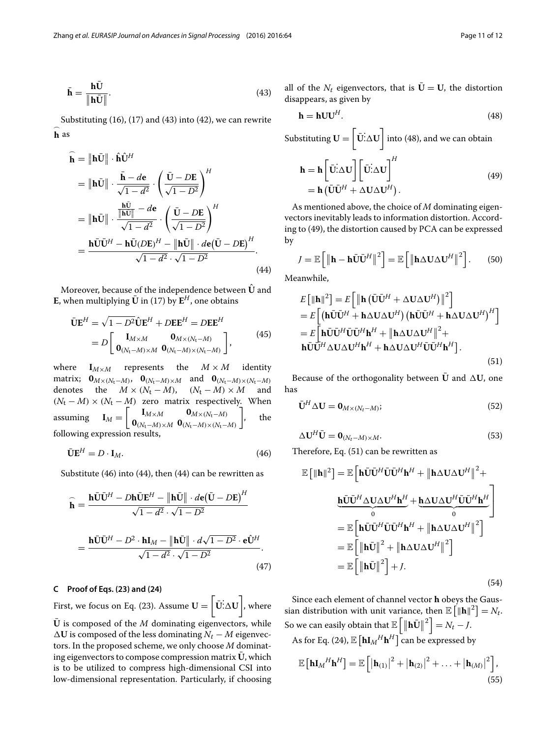$$\bar{\mathbf{h}} = \frac{\mathbf{h}\bar{\mathbf{U}}}{\left\|\mathbf{h}\bar{\mathbf{U}}\right\|}. \tag{43}$$

Substituting (16), (17) and (43) into (42), we can rewrite $\widehat{\mathbf{h}}$ as

$$\begin{aligned}
\widehat{\mathbf{h}} &= \left\|\mathbf{h}\bar{\mathbf{U}}\right\| \cdot \hat{\mathbf{h}}\hat{\mathbf{U}}^H \\
&= \left\|\mathbf{h}\bar{\mathbf{U}}\right\| \cdot \frac{\bar{\mathbf{h}} - d\mathbf{e}}{\sqrt{1-d^2}} \cdot \left(\frac{\bar{\mathbf{U}} - D\mathbf{E}}{\sqrt{1-D^2}}\right)^H \\
&= \left\|\mathbf{h}\bar{\mathbf{U}}\right\| \cdot \frac{\frac{\mathbf{h}\bar{\mathbf{U}}}{\left\|\mathbf{h}\bar{\mathbf{U}}\right\|} - d\mathbf{e}}{\sqrt{1-d^2}} \cdot \left(\frac{\bar{\mathbf{U}} - D\mathbf{E}}{\sqrt{1-D^2}}\right)^H \\
&= \frac{\mathbf{h}\bar{\mathbf{U}}\bar{\mathbf{U}}^H - \mathbf{h}\bar{\mathbf{U}}(D\mathbf{E})^H - \left\|\mathbf{h}\bar{\mathbf{U}}\right\| \cdot d\mathbf{e}\left(\bar{\mathbf{U}} - D\mathbf{E}\right)^H}{\sqrt{1-d^2} \cdot \sqrt{1-D^2}}.
\end{aligned} \tag{44}$$

Moreover, because of the independence between $\hat{\mathbf{U}}$ and $\mathbf{E}$, when multiplying $\bar{\mathbf{U}}$ in (17) by $\mathbf{E}^H$, one obtains

$$\begin{aligned}
\bar{\mathbf{U}}\mathbf{E}^H &= \sqrt{1-D^2}\hat{\mathbf{U}}\mathbf{E}^H + D\mathbf{E}\mathbf{E}^H = D\mathbf{E}\mathbf{E}^H \\
&= D\begin{bmatrix} \mathbf{I}_{M\times M} & \mathbf{0}_{M\times(N_t-M)} \\ \mathbf{0}_{(N_t-M)\times M} & \mathbf{0}_{(N_t-M)\times(N_t-M)} \end{bmatrix},
\end{aligned} \tag{45}$$

where $\mathbf{I}_{M\times M}$ represents the $M \times M$ identity matrix; $\mathbf{0}_{M\times(N_t-M)}$, $\mathbf{0}_{(N_t-M)\times M}$ and $\mathbf{0}_{(N_t-M)\times(N_t-M)}$ denotes the $M \times (N_t - M)$, $(N_t - M) \times M$ and $(N_t - M) \times (N_t - M)$ zero matrix respectively. When assuming $\mathbf{I}_M = \begin{bmatrix} \mathbf{I}_{M\times M} & \mathbf{0}_{M\times(N_t-M)} \\ \mathbf{0}_{(N_t-M)\times M} & \mathbf{0}_{(N_t-M)\times(N_t-M)} \end{bmatrix}$, the following expression results,

$$\bar{\mathbf{U}}\mathbf{E}^H = D \cdot \mathbf{I}_M. \tag{46}$$

Substitute (46) into (44), then (44) can be rewritten as

$$\begin{aligned}
\widehat{\mathbf{h}} &= \frac{\mathbf{h}\bar{\mathbf{U}}\bar{\mathbf{U}}^H - D\mathbf{h}\bar{\mathbf{U}}\mathbf{E}^H - \left\|\mathbf{h}\bar{\mathbf{U}}\right\| \cdot d\mathbf{e}\left(\bar{\mathbf{U}} - D\mathbf{E}\right)^H}{\sqrt{1-d^2} \cdot \sqrt{1-D^2}} \\
&= \frac{\mathbf{h}\bar{\mathbf{U}}\bar{\mathbf{U}}^H - D^2 \cdot \mathbf{h}\mathbf{I}_M - \left\|\mathbf{h}\bar{\mathbf{U}}\right\| \cdot d\sqrt{1-D^2} \cdot \mathbf{e}\hat{\mathbf{U}}^H}{\sqrt{1-d^2} \cdot \sqrt{1-D^2}}.
\end{aligned} \tag{47}$$

### C Proof of Eqs. (23) and (24)

First, we focus on Eq. (23). Assume $\mathbf{U} = \left[\bar{\mathbf{U}} \vdots \Delta\mathbf{U}\right]$, where $\bar{\mathbf{U}}$ is composed of the $M$ dominating eigenvectors, while $\Delta\mathbf{U}$ is composed of the less dominating $N_t - M$ eigenvectors. In the proposed scheme, we only choose $M$ dominating eigenvectors to compose compression matrix $\bar{\mathbf{U}}$, which is to be utilized to compress high-dimensional CSI into low-dimensional representation. Particularly, if choosing all of the $N_t$ eigenvectors, that is $\bar{\mathbf{U}} = \mathbf{U}$, the distortion disappears, as given by

$$\mathbf{h} = \mathbf{h}\mathbf{U}\mathbf{U}^H. \tag{48}$$

Substituting $\mathbf{U} = \left[\bar{\mathbf{U}} \vdots \Delta\mathbf{U}\right]$ into (48), and we can obtain

$$\begin{aligned}
\mathbf{h} &= \mathbf{h}\left[\bar{\mathbf{U}} \vdots \Delta\mathbf{U}\right]\left[\bar{\mathbf{U}} \vdots \Delta\mathbf{U}\right]^H \\
&= \mathbf{h}\left(\bar{\mathbf{U}}\bar{\mathbf{U}}^H + \Delta\mathbf{U}\Delta\mathbf{U}^H\right).
\end{aligned} \tag{49}$$

As mentioned above, the choice of $M$ dominating eigenvectors inevitably leads to information distortion. According to (49), the distortion caused by PCA can be expressed by

$$J = \mathbb{E}\left[\left\|\mathbf{h} - \mathbf{h}\bar{\mathbf{U}}\bar{\mathbf{U}}^H\right\|^2\right] = \mathbb{E}\left[\left\|\mathbf{h}\Delta\mathbf{U}\Delta\mathbf{U}^H\right\|^2\right]. \tag{50}$$

Meanwhile,

$$\begin{aligned}
E\left[\|\mathbf{h}\|^2\right] &= E\left[\left\|\mathbf{h}\left(\bar{\mathbf{U}}\bar{\mathbf{U}}^H + \Delta\mathbf{U}\Delta\mathbf{U}^H\right)\right\|^2\right] \\
&= E\left[\left(\mathbf{h}\bar{\mathbf{U}}\bar{\mathbf{U}}^H + \mathbf{h}\Delta\mathbf{U}\Delta\mathbf{U}^H\right)\left(\mathbf{h}\bar{\mathbf{U}}\bar{\mathbf{U}}^H + \mathbf{h}\Delta\mathbf{U}\Delta\mathbf{U}^H\right)^H\right] \\
&= E\Big[\mathbf{h}\bar{\mathbf{U}}\bar{\mathbf{U}}^H\bar{\mathbf{U}}\bar{\mathbf{U}}^H\mathbf{h}^H + \left\|\mathbf{h}\Delta\mathbf{U}\Delta\mathbf{U}^H\right\|^2 + \\
&\quad \mathbf{h}\bar{\mathbf{U}}\bar{\mathbf{U}}^H\Delta\mathbf{U}\Delta\mathbf{U}^H\mathbf{h}^H + \mathbf{h}\Delta\mathbf{U}\Delta\mathbf{U}^H\bar{\mathbf{U}}\bar{\mathbf{U}}^H\mathbf{h}^H\Big].
\end{aligned} \tag{51}$$

Because of the orthogonality between $\bar{\mathbf{U}}$ and $\Delta\mathbf{U}$, one has

$$\bar{\mathbf{U}}^H\Delta\mathbf{U} = \mathbf{0}_{M\times(N_t-M)}; \tag{52}$$

$$\Delta\mathbf{U}^H\bar{\mathbf{U}} = \mathbf{0}_{(N_t-M)\times M}. \tag{53}$$

Therefore, Eq. (51) can be rewritten as

$$\begin{aligned}
\mathbb{E}\left[\|\mathbf{h}\|^2\right] &= \mathbb{E}\Big[\mathbf{h}\bar{\mathbf{U}}\bar{\mathbf{U}}^H\bar{\mathbf{U}}\bar{\mathbf{U}}^H\mathbf{h}^H + \left\|\mathbf{h}\Delta\mathbf{U}\Delta\mathbf{U}^H\right\|^2 + \\
&\quad \underbrace{\mathbf{h}\bar{\mathbf{U}}\bar{\mathbf{U}}^H\Delta\mathbf{U}\Delta\mathbf{U}^H\mathbf{h}^H}_{0} + \underbrace{\mathbf{h}\Delta\mathbf{U}\Delta\mathbf{U}^H\bar{\mathbf{U}}\bar{\mathbf{U}}^H\mathbf{h}^H}_{0}\Big] \\
&= \mathbb{E}\left[\mathbf{h}\bar{\mathbf{U}}\bar{\mathbf{U}}^H\bar{\mathbf{U}}\bar{\mathbf{U}}^H\mathbf{h}^H + \left\|\mathbf{h}\Delta\mathbf{U}\Delta\mathbf{U}^H\right\|^2\right] \\
&= \mathbb{E}\left[\left\|\mathbf{h}\bar{\mathbf{U}}\right\|^2 + \left\|\mathbf{h}\Delta\mathbf{U}\Delta\mathbf{U}^H\right\|^2\right] \\
&= \mathbb{E}\left[\left\|\mathbf{h}\bar{\mathbf{U}}\right\|^2\right] + J.
\end{aligned} \tag{54}$$

Since each element of channel vector $\mathbf{h}$ obeys the Gaussian distribution with unit variance, then $\mathbb{E}\left[\|\mathbf{h}\|^2\right] = N_t$. So we can easily obtain that $\mathbb{E}\left[\left\|\mathbf{h}\bar{\mathbf{U}}\right\|^2\right] = N_t - J$.

As for Eq. (24), $\mathbb{E}\left[\mathbf{h}{\mathbf{I}_M}^H\mathbf{h}^H\right]$ can be expressed by

$$\mathbb{E}\left[\mathbf{h}{\mathbf{I}_M}^H\mathbf{h}^H\right] = \mathbb{E}\left[\left|\mathbf{h}_{(1)}\right|^2 + \left|\mathbf{h}_{(2)}\right|^2 + \ldots + \left|\mathbf{h}_{(M)}\right|^2\right], \tag{55}$$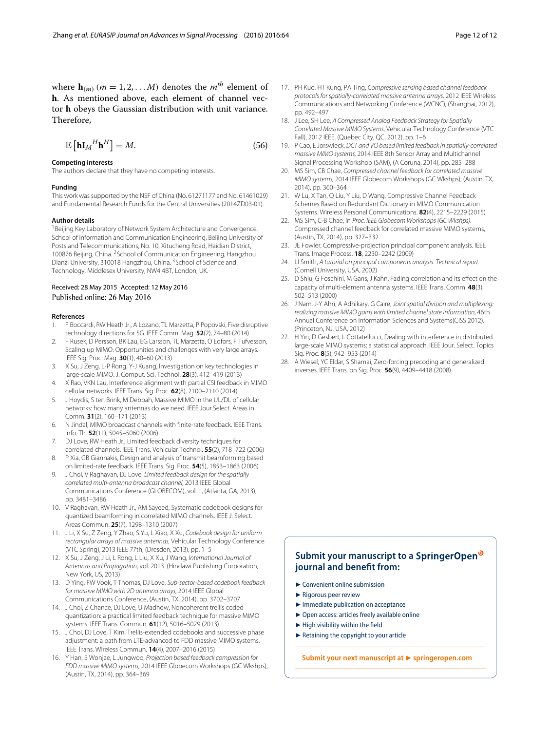where $\mathbf{h}_{(m)}$ $(m = 1, 2, \ldots M)$ denotes the $m^{th}$ element of $\mathbf{h}$. As mentioned above, each element of channel vector $\mathbf{h}$ obeys the Gaussian distribution with unit variance. Therefore,

$$\mathbb{E}\left[\mathbf{h}\mathbf{I}_M{}^H\mathbf{h}^H\right] = M. \tag{56}$$

### Competing interests

The authors declare that they have no competing interests.

### Funding

This work was supported by the NSF of China (No. 61271177 and No. 61461029) and Fundamental Research Funds for the Central Universities (2014ZD03-01).

### Author details

[1]Beijing Key Laboratory of Network System Architecture and Convergence, School of Information and Communication Engineering, Beijing University of Posts and Telecommunications, No. 10, Xitucheng Road, Haidian District, 100876 Beijing, China. [2]School of Communication Engineering, Hangzhou Dianzi University, 310018 Hangzhou, China. [3]School of Science and Technology, Middlesex University, NW4 4BT, London, UK.

Received: 28 May 2015 Accepted: 12 May 2016
Published online: 26 May 2016

### References

1. F Boccardi, RW Heath Jr., A Lozano, TL Marzetta, P Popovski, Five disruptive technology directions for 5G. IEEE Comm. Mag. **52**(2), 74–80 (2014)
2. F Rusek, D Persson, BK Lau, EG Larsson, TL Marzetta, O Edfors, F Tufvesson, Scaling up MIMO: Opportunities and challenges with very large arrays. IEEE Sig. Proc. Mag. **30**(1), 40–60 (2013)
3. X Su, J Zeng, L-P Rong, Y-J Kuang, Investigation on key technologies in large-scale MIMO. J. Comput. Sci. Technol. **28**(3), 412–419 (2013)
4. X Rao, VKN Lau, Interference alignment with partial CSI feedback in MIMO cellular networks. IEEE Trans. Sig. Proc. **62**(8), 2100–2110 (2014)
5. J Hoydis, S ten Brink, M Debbah, Massive MIMO in the UL/DL of cellular networks: how many antennas do we need. IEEE Jour.Select. Areas in Comm. **31**(2), 160–171 (2013)
6. N Jindal, MIMO broadcast channels with finite-rate feedback. IEEE Trans. Info. Th. **52**(11), 5045–5060 (2006)
7. DJ Love, RW Heath Jr., Limited feedback diversity techniques for correlated channels. IEEE Trans. Vehicular Technol. **55**(2), 718–722 (2006)
8. P Xia, GB Giannakis, Design and analysis of transmit beamforming based on limited-rate feedback. IEEE Trans. Sig. Proc. **54**(5), 1853–1863 (2006)
9. J Choi, V Raghavan, DJ Love, *Limited feedback design for the spatially correlated multi-antenna broadcast channel*, 2013 IEEE Global Communications Conference (GLOBECOM), vol. 1, (Atlanta, GA, 2013), pp. 3481–3486
10. V Raghavan, RW Heath Jr, AM Sayeed, Systematic codebook designs for quantized beamforming in correlated MIMO channels. IEEE J. Select. Areas Commun. **25**(7), 1298–1310 (2007)
11. J Li, X Su, Z Zeng, Y Zhao, S Yu, L Xiao, X Xu, *Codebook design for uniform rectangular arrays of massive antennas*, Vehicular Technology Conference (VTC Spring), 2013 IEEE 77th, (Dresden, 2013), pp. 1–5
12. X Su, J Zeng, J Li, L Rong, L Liu, X Xu, J Wang, *International Journal of Antennas and Propagation*, vol. 2013. (Hindawi Publishing Corporation, New York, US, 2013)
13. D Ying, FW Vook, T Thomas, DJ Love, *Sub-sector-based codebook feedback for massive MIMO with 2D antenna arrays*, 2014 IEEE Global Communications Conference, (Austin, TX, 2014), pp. 3702–3707
14. J Choi, Z Chance, DJ Love, U Madhow, Noncoherent trellis coded quantization: a practical limited feedback technique for massive MIMO systems. IEEE Trans. Commun. **61**(12), 5016–5029 (2013)
15. J Choi, DJ Love, T Kim, Trellis-extended codebooks and successive phase adjustment: a path from LTE-advanced to FDD massive MIMO systems. IEEE Trans. Wireless Commun. **14**(4), 2007–2016 (2015)
16. Y Han, S Wonjae, L Jungwoo, *Projection based feedback compression for FDD massive MIMO systems*, 2014 IEEE Globecom Workshops (GC Wkshps), (Austin, TX, 2014), pp. 364–369
17. PH Kuo, HT Kung, PA Ting, *Compressive sensing based channel feedback protocols for spatially-correlated massive antenna arrays*, 2012 IEEE Wireless Communications and Networking Conference (WCNC), (Shanghai, 2012), pp. 492–497
18. J Lee, SH Lee, *A Compressed Analog Feedback Strategy for Spatially Correlated Massive MIMO Systems*, Vehicular Technology Conference (VTC Fall), 2012 IEEE, (Quebec City, QC, 2012), pp. 1–6
19. P Cao, E Jorswieck, *DCT and VQ based limited feedback in spatially-correlated massive MIMO systems*, 2014 IEEE 8th Sensor Array and Multichannel Signal Processing Workshop (SAM), (A Coruna, 2014), pp. 285–288
20. MS Sim, CB Chae, *Compressed channel feedback for correlated massive MIMO systems*, 2014 IEEE Globecom Workshops (GC Wkshps), (Austin, TX, 2014), pp. 360–364
21. W Lu, X Tan, Q Liu, Y Liu, D Wang, Compressive Channel Feedback Schemes Based on Redundant Dictionary in MIMO Communication Systems. Wireless Personal Communications. **82**(4), 2215–2229 (2015)
22. MS Sim, C-B Chae, in *Proc. IEEE Globecom Workshops (GC Wkshps)*. Compressed channel feedback for correlated massive MIMO systems, (Austin, TX, 2014), pp. 327–332
23. JE Fowler, Compressive-projection principal component analysis. IEEE Trans. Image Process. **18**, 2230–2242 (2009)
24. LI Smith, *A tutorial on principal components analysis. Technical report*. (Cornell University, USA, 2002)
25. D Shiu, G Foschini, M Gans, J Kahn, Fading correlation and its effect on the capacity of multi-element antenna systems. IEEE Trans. Comm. **48**(3), 502–513 (2000)
26. J Nam, J-Y Ahn, A Adhikary, G Caire, *Joint spatial division and multiplexing: realizing massive MIMO gains with limited channel state information*, 46th Annual Conference on Information Sciences and Systems(CISS 2012). (Princeton, NJ, USA, 2012)
27. H Yin, D Gesbert, L Cottatellucci, Dealing with interference in distributed large-scale MIMO systems: a statistical approach. IEEE Jour. Select. Topics Sig. Proc. **8**(5), 942–953 (2014)
28. A Wiesel, YC Eldar, S Shamai, Zero-forcing precoding and generalized inverses. IEEE Trans. on Sig. Proc. **56**(9), 4409–4418 (2008)

**Submit your manuscript to a SpringerOpen journal and benefit from:**

- ► Convenient online submission
- ► Rigorous peer review
- ► Immediate publication on acceptance
- ► Open access: articles freely available online
- ► High visibility within the field
- ► Retaining the copyright to your article

**Submit your next manuscript at ► springeropen.com**